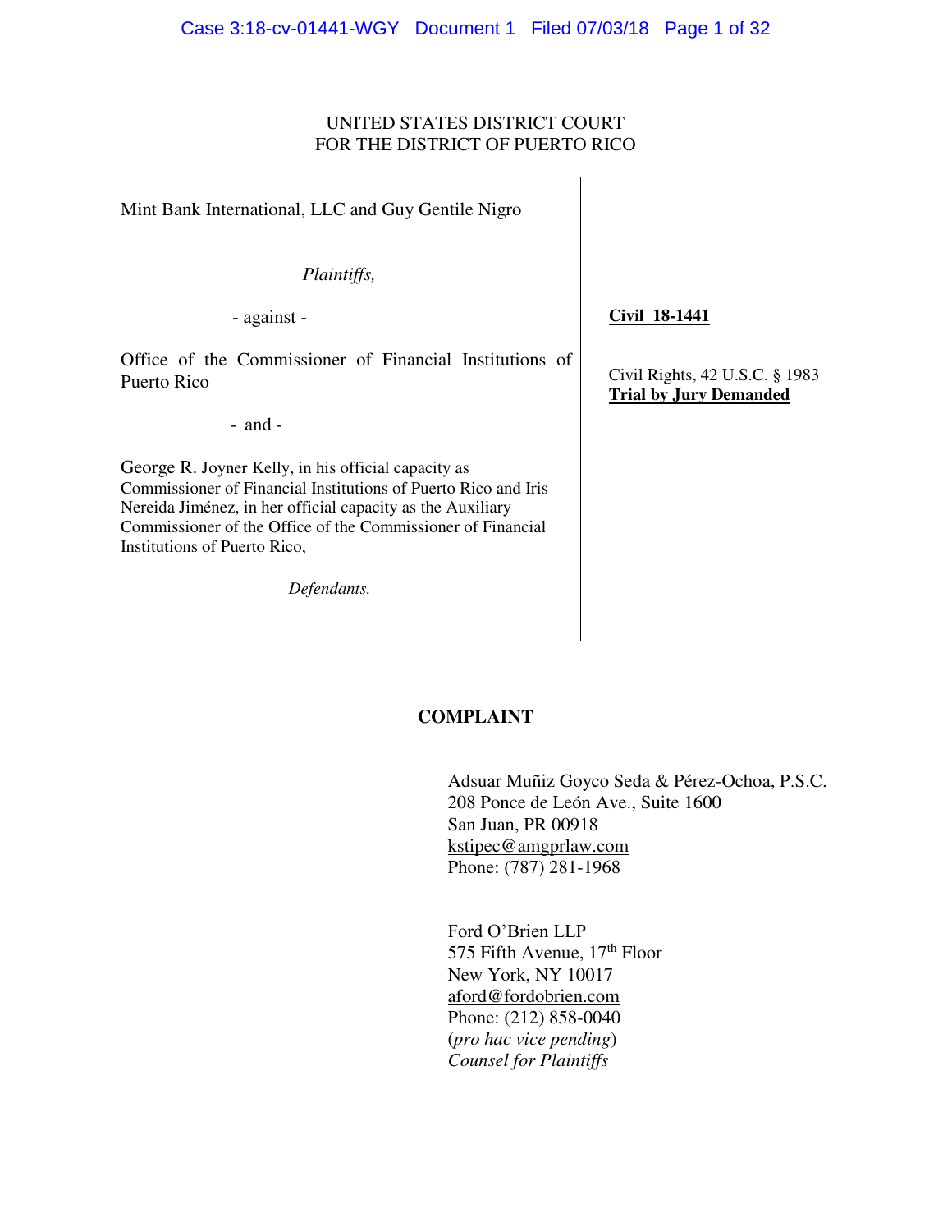UNITED STATES DISTRICT COURT
FOR THE DISTRICT OF PUERTO RICO

| | |
|---|---|
| Mint Bank International, LLC and Guy Gentile Nigro<br><br>*Plaintiffs,*<br><br>- against -<br><br>Office of the Commissioner of Financial Institutions of Puerto Rico<br><br>- and -<br><br>George R. Joyner Kelly, in his official capacity as Commissioner of Financial Institutions of Puerto Rico and Iris Nereida Jiménez, in her official capacity as the Auxiliary Commissioner of the Office of the Commissioner of Financial Institutions of Puerto Rico,<br><br>*Defendants.* | **Civil 18-1441**<br><br>Civil Rights, 42 U.S.C. § 1983<br>**Trial by Jury Demanded** |

**COMPLAINT**

Adsuar Muñiz Goyco Seda & Pérez-Ochoa, P.S.C.
208 Ponce de León Ave., Suite 1600
San Juan, PR 00918
kstipec@amgprlaw.com
Phone: (787) 281-1968

Ford O'Brien LLP
575 Fifth Avenue, 17th Floor
New York, NY 10017
aford@fordobrien.com
Phone: (212) 858-0040
(*pro hac vice pending*)
*Counsel for Plaintiffs*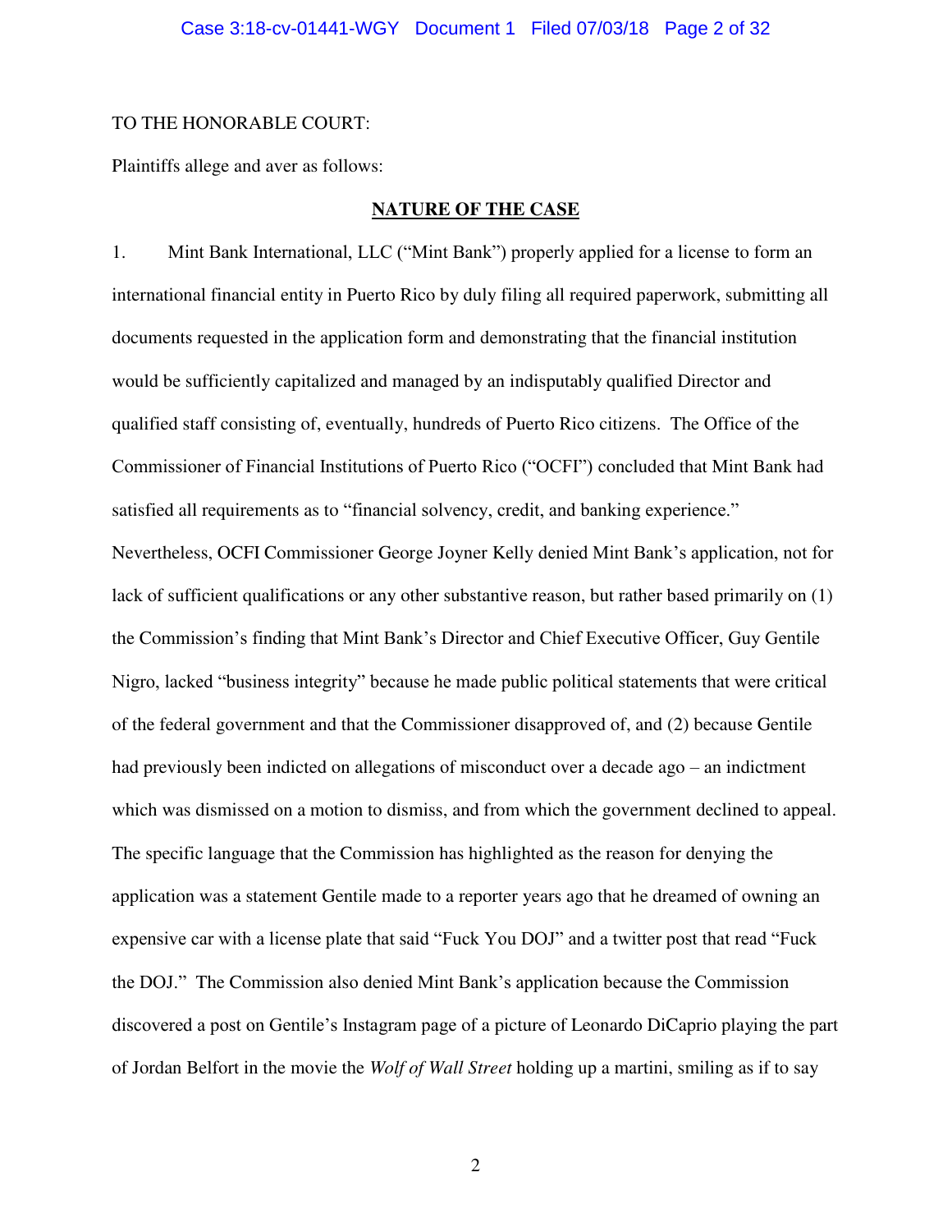TO THE HONORABLE COURT:

Plaintiffs allege and aver as follows:

## NATURE OF THE CASE

1. Mint Bank International, LLC ("Mint Bank") properly applied for a license to form an international financial entity in Puerto Rico by duly filing all required paperwork, submitting all documents requested in the application form and demonstrating that the financial institution would be sufficiently capitalized and managed by an indisputably qualified Director and qualified staff consisting of, eventually, hundreds of Puerto Rico citizens. The Office of the Commissioner of Financial Institutions of Puerto Rico ("OCFI") concluded that Mint Bank had satisfied all requirements as to "financial solvency, credit, and banking experience." Nevertheless, OCFI Commissioner George Joyner Kelly denied Mint Bank's application, not for lack of sufficient qualifications or any other substantive reason, but rather based primarily on (1) the Commission's finding that Mint Bank's Director and Chief Executive Officer, Guy Gentile Nigro, lacked "business integrity" because he made public political statements that were critical of the federal government and that the Commissioner disapproved of, and (2) because Gentile had previously been indicted on allegations of misconduct over a decade ago – an indictment which was dismissed on a motion to dismiss, and from which the government declined to appeal. The specific language that the Commission has highlighted as the reason for denying the application was a statement Gentile made to a reporter years ago that he dreamed of owning an expensive car with a license plate that said "Fuck You DOJ" and a twitter post that read "Fuck the DOJ." The Commission also denied Mint Bank's application because the Commission discovered a post on Gentile's Instagram page of a picture of Leonardo DiCaprio playing the part of Jordan Belfort in the movie the *Wolf of Wall Street* holding up a martini, smiling as if to say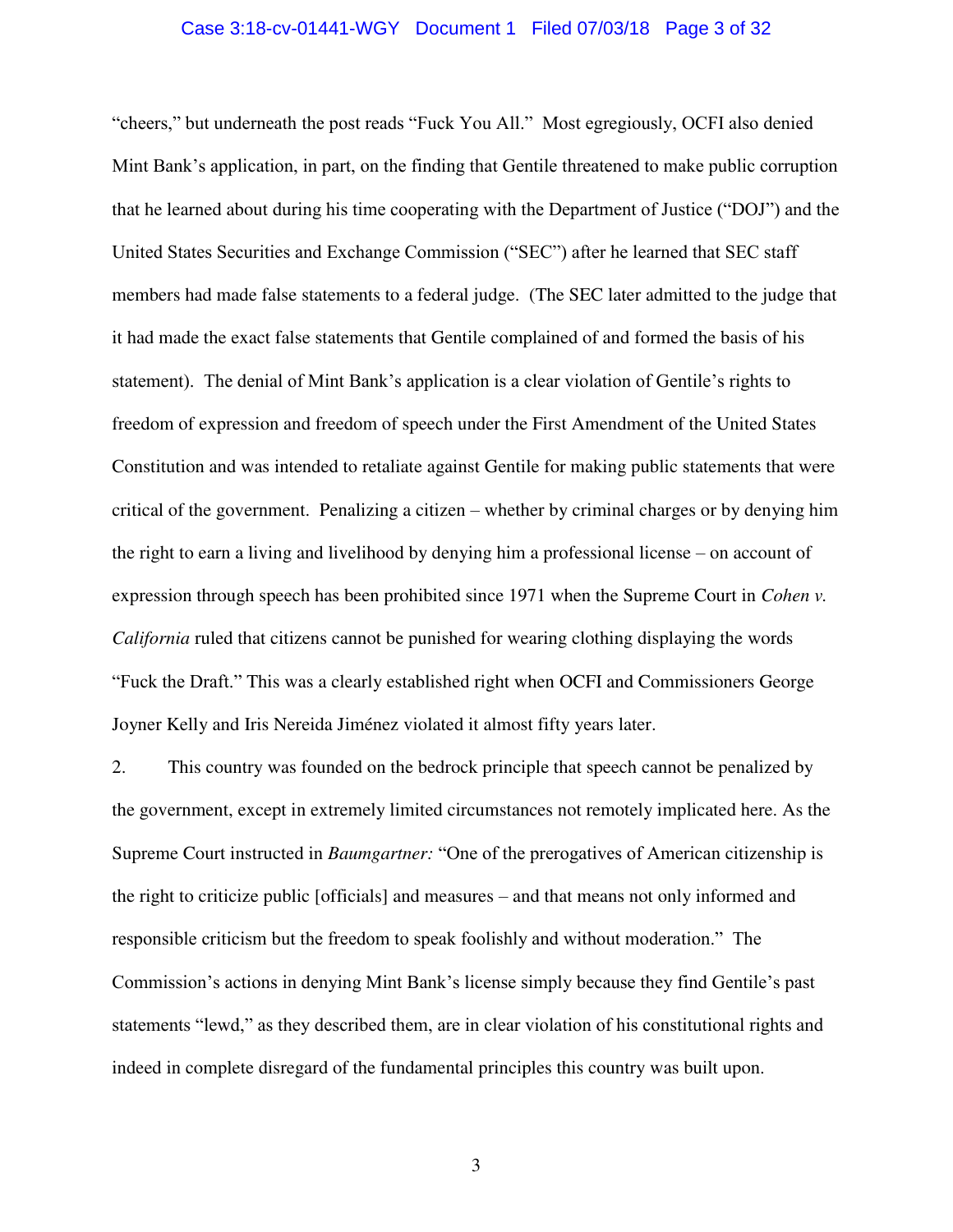"cheers," but underneath the post reads "Fuck You All." Most egregiously, OCFI also denied Mint Bank's application, in part, on the finding that Gentile threatened to make public corruption that he learned about during his time cooperating with the Department of Justice ("DOJ") and the United States Securities and Exchange Commission ("SEC") after he learned that SEC staff members had made false statements to a federal judge. (The SEC later admitted to the judge that it had made the exact false statements that Gentile complained of and formed the basis of his statement). The denial of Mint Bank's application is a clear violation of Gentile's rights to freedom of expression and freedom of speech under the First Amendment of the United States Constitution and was intended to retaliate against Gentile for making public statements that were critical of the government. Penalizing a citizen – whether by criminal charges or by denying him the right to earn a living and livelihood by denying him a professional license – on account of expression through speech has been prohibited since 1971 when the Supreme Court in *Cohen v. California* ruled that citizens cannot be punished for wearing clothing displaying the words "Fuck the Draft." This was a clearly established right when OCFI and Commissioners George Joyner Kelly and Iris Nereida Jiménez violated it almost fifty years later.

2. This country was founded on the bedrock principle that speech cannot be penalized by the government, except in extremely limited circumstances not remotely implicated here. As the Supreme Court instructed in *Baumgartner:* "One of the prerogatives of American citizenship is the right to criticize public [officials] and measures – and that means not only informed and responsible criticism but the freedom to speak foolishly and without moderation." The Commission's actions in denying Mint Bank's license simply because they find Gentile's past statements "lewd," as they described them, are in clear violation of his constitutional rights and indeed in complete disregard of the fundamental principles this country was built upon.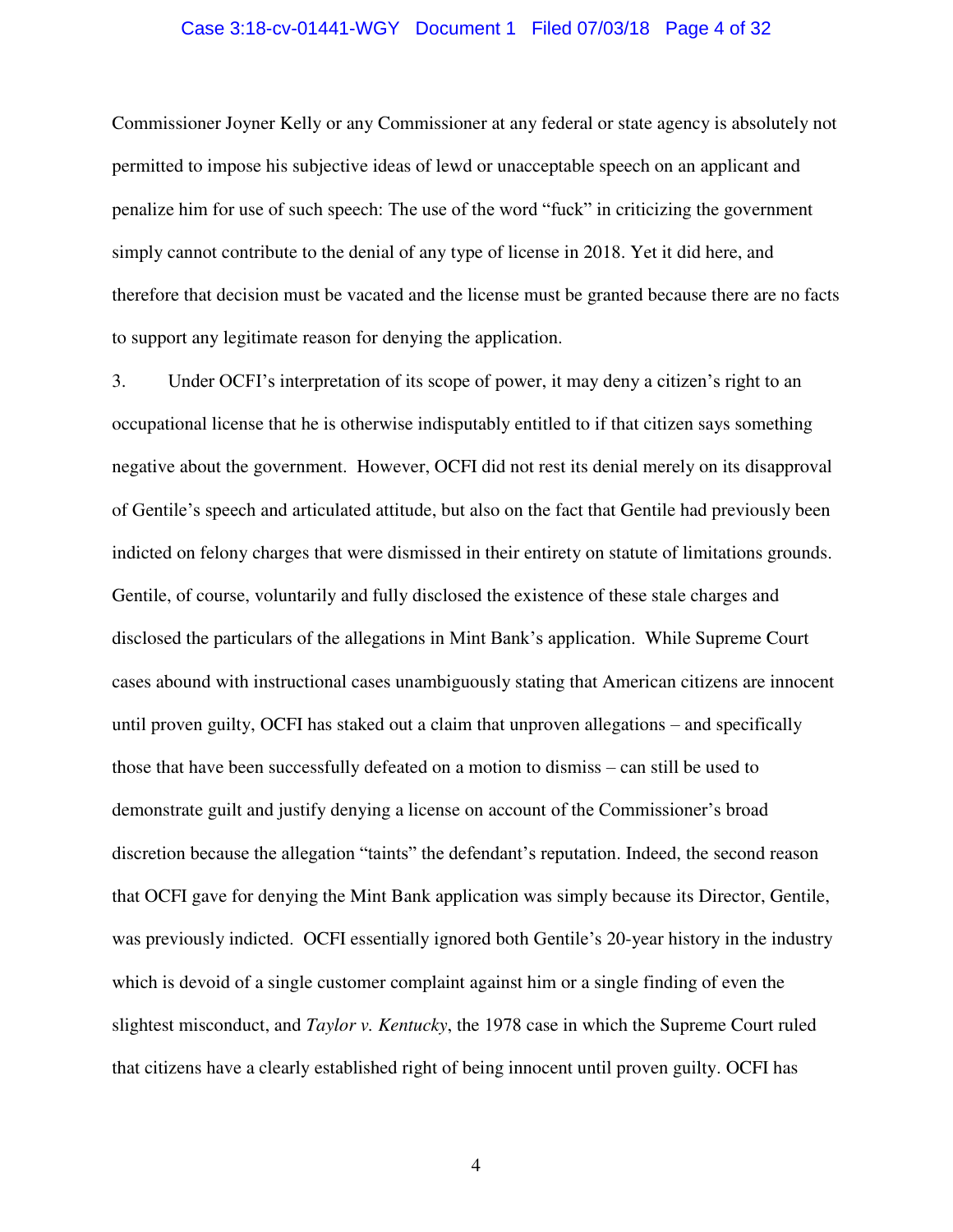Commissioner Joyner Kelly or any Commissioner at any federal or state agency is absolutely not permitted to impose his subjective ideas of lewd or unacceptable speech on an applicant and penalize him for use of such speech: The use of the word "fuck" in criticizing the government simply cannot contribute to the denial of any type of license in 2018. Yet it did here, and therefore that decision must be vacated and the license must be granted because there are no facts to support any legitimate reason for denying the application.

3. Under OCFI's interpretation of its scope of power, it may deny a citizen's right to an occupational license that he is otherwise indisputably entitled to if that citizen says something negative about the government. However, OCFI did not rest its denial merely on its disapproval of Gentile's speech and articulated attitude, but also on the fact that Gentile had previously been indicted on felony charges that were dismissed in their entirety on statute of limitations grounds. Gentile, of course, voluntarily and fully disclosed the existence of these stale charges and disclosed the particulars of the allegations in Mint Bank's application. While Supreme Court cases abound with instructional cases unambiguously stating that American citizens are innocent until proven guilty, OCFI has staked out a claim that unproven allegations – and specifically those that have been successfully defeated on a motion to dismiss – can still be used to demonstrate guilt and justify denying a license on account of the Commissioner's broad discretion because the allegation "taints" the defendant's reputation. Indeed, the second reason that OCFI gave for denying the Mint Bank application was simply because its Director, Gentile, was previously indicted. OCFI essentially ignored both Gentile's 20-year history in the industry which is devoid of a single customer complaint against him or a single finding of even the slightest misconduct, and *Taylor v. Kentucky*, the 1978 case in which the Supreme Court ruled that citizens have a clearly established right of being innocent until proven guilty. OCFI has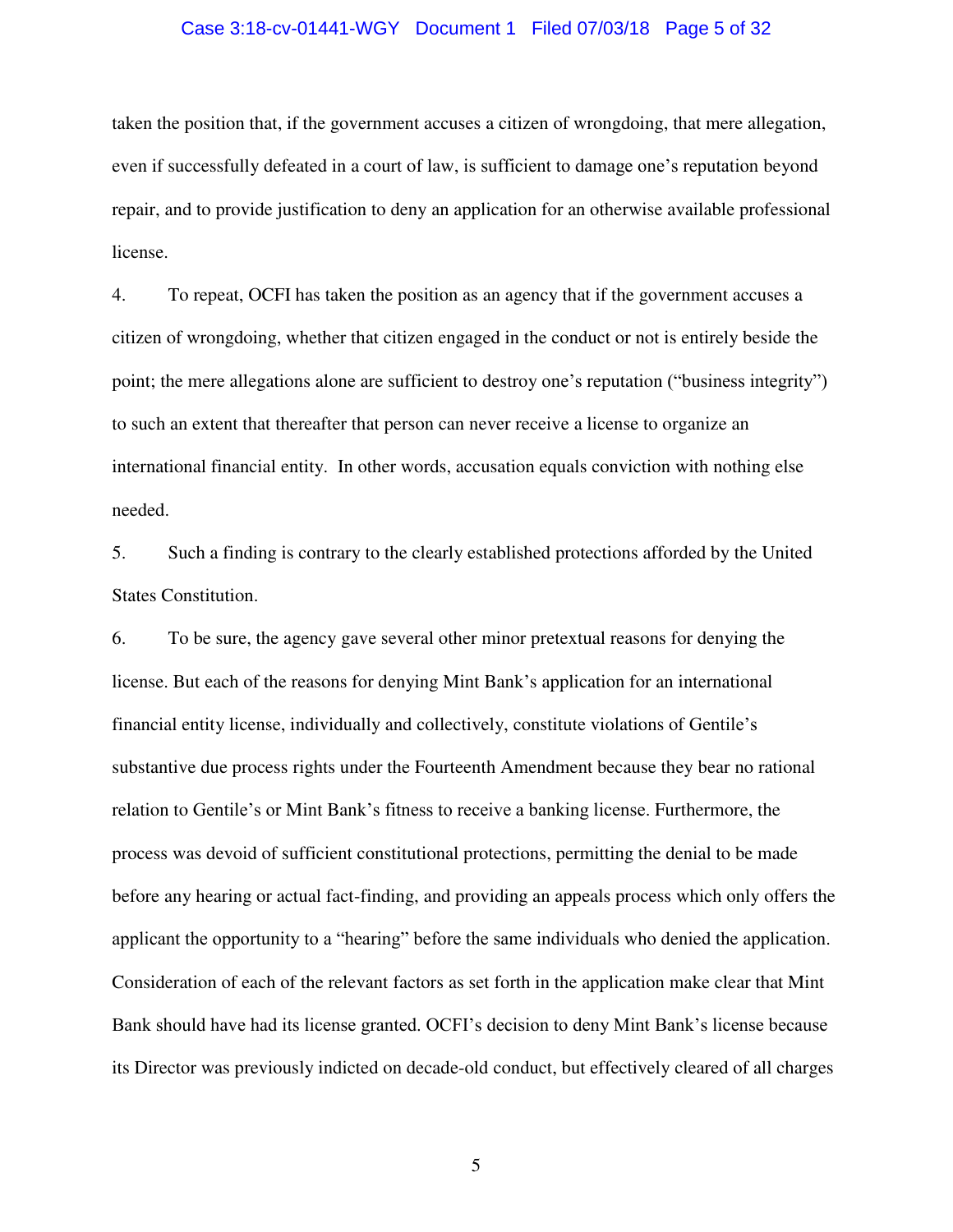taken the position that, if the government accuses a citizen of wrongdoing, that mere allegation, even if successfully defeated in a court of law, is sufficient to damage one's reputation beyond repair, and to provide justification to deny an application for an otherwise available professional license.

4. To repeat, OCFI has taken the position as an agency that if the government accuses a citizen of wrongdoing, whether that citizen engaged in the conduct or not is entirely beside the point; the mere allegations alone are sufficient to destroy one's reputation ("business integrity") to such an extent that thereafter that person can never receive a license to organize an international financial entity. In other words, accusation equals conviction with nothing else needed.

5. Such a finding is contrary to the clearly established protections afforded by the United States Constitution.

6. To be sure, the agency gave several other minor pretextual reasons for denying the license. But each of the reasons for denying Mint Bank's application for an international financial entity license, individually and collectively, constitute violations of Gentile's substantive due process rights under the Fourteenth Amendment because they bear no rational relation to Gentile's or Mint Bank's fitness to receive a banking license. Furthermore, the process was devoid of sufficient constitutional protections, permitting the denial to be made before any hearing or actual fact-finding, and providing an appeals process which only offers the applicant the opportunity to a "hearing" before the same individuals who denied the application. Consideration of each of the relevant factors as set forth in the application make clear that Mint Bank should have had its license granted. OCFI's decision to deny Mint Bank's license because its Director was previously indicted on decade-old conduct, but effectively cleared of all charges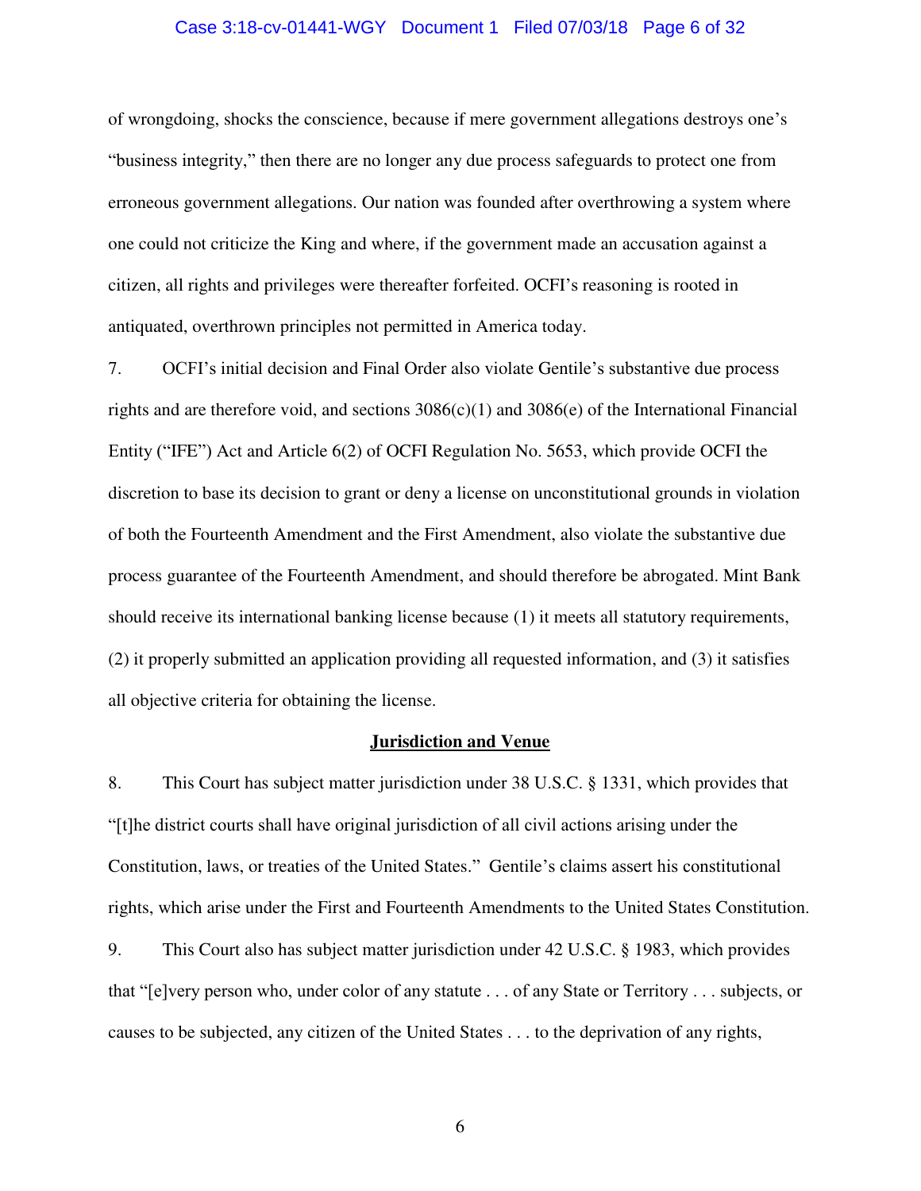of wrongdoing, shocks the conscience, because if mere government allegations destroys one's "business integrity," then there are no longer any due process safeguards to protect one from erroneous government allegations. Our nation was founded after overthrowing a system where one could not criticize the King and where, if the government made an accusation against a citizen, all rights and privileges were thereafter forfeited. OCFI's reasoning is rooted in antiquated, overthrown principles not permitted in America today.

7. OCFI's initial decision and Final Order also violate Gentile's substantive due process rights and are therefore void, and sections 3086(c)(1) and 3086(e) of the International Financial Entity ("IFE") Act and Article 6(2) of OCFI Regulation No. 5653, which provide OCFI the discretion to base its decision to grant or deny a license on unconstitutional grounds in violation of both the Fourteenth Amendment and the First Amendment, also violate the substantive due process guarantee of the Fourteenth Amendment, and should therefore be abrogated. Mint Bank should receive its international banking license because (1) it meets all statutory requirements, (2) it properly submitted an application providing all requested information, and (3) it satisfies all objective criteria for obtaining the license.

## Jurisdiction and Venue

8. This Court has subject matter jurisdiction under 38 U.S.C. § 1331, which provides that "[t]he district courts shall have original jurisdiction of all civil actions arising under the Constitution, laws, or treaties of the United States." Gentile's claims assert his constitutional rights, which arise under the First and Fourteenth Amendments to the United States Constitution.

9. This Court also has subject matter jurisdiction under 42 U.S.C. § 1983, which provides that "[e]very person who, under color of any statute . . . of any State or Territory . . . subjects, or causes to be subjected, any citizen of the United States . . . to the deprivation of any rights,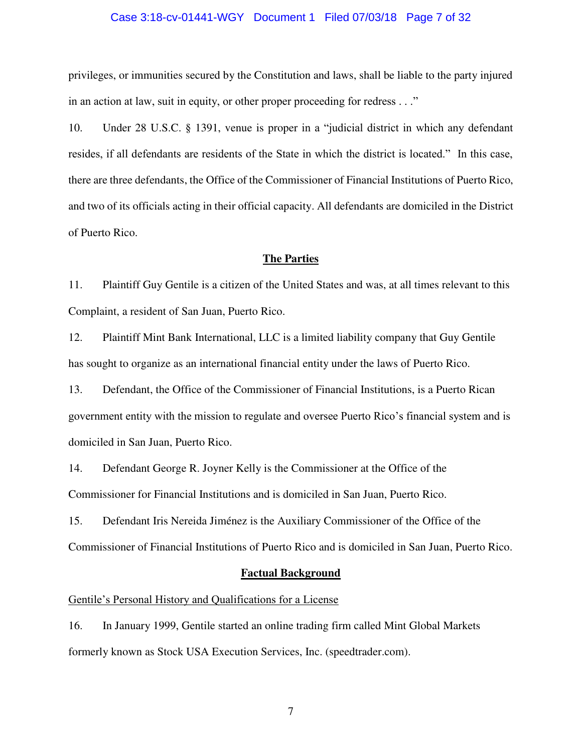privileges, or immunities secured by the Constitution and laws, shall be liable to the party injured in an action at law, suit in equity, or other proper proceeding for redress . . ."

10. Under 28 U.S.C. § 1391, venue is proper in a "judicial district in which any defendant resides, if all defendants are residents of the State in which the district is located." In this case, there are three defendants, the Office of the Commissioner of Financial Institutions of Puerto Rico, and two of its officials acting in their official capacity. All defendants are domiciled in the District of Puerto Rico.

## The Parties

11. Plaintiff Guy Gentile is a citizen of the United States and was, at all times relevant to this Complaint, a resident of San Juan, Puerto Rico.

12. Plaintiff Mint Bank International, LLC is a limited liability company that Guy Gentile has sought to organize as an international financial entity under the laws of Puerto Rico.

13. Defendant, the Office of the Commissioner of Financial Institutions, is a Puerto Rican government entity with the mission to regulate and oversee Puerto Rico's financial system and is domiciled in San Juan, Puerto Rico.

14. Defendant George R. Joyner Kelly is the Commissioner at the Office of the Commissioner for Financial Institutions and is domiciled in San Juan, Puerto Rico.

15. Defendant Iris Nereida Jiménez is the Auxiliary Commissioner of the Office of the Commissioner of Financial Institutions of Puerto Rico and is domiciled in San Juan, Puerto Rico.

## Factual Background

### Gentile's Personal History and Qualifications for a License

16. In January 1999, Gentile started an online trading firm called Mint Global Markets formerly known as Stock USA Execution Services, Inc. (speedtrader.com).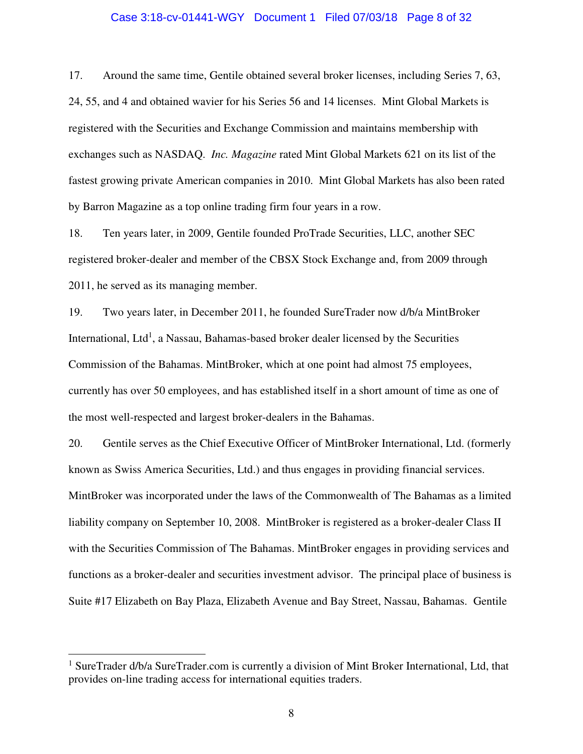17. Around the same time, Gentile obtained several broker licenses, including Series 7, 63, 24, 55, and 4 and obtained wavier for his Series 56 and 14 licenses. Mint Global Markets is registered with the Securities and Exchange Commission and maintains membership with exchanges such as NASDAQ. *Inc. Magazine* rated Mint Global Markets 621 on its list of the fastest growing private American companies in 2010. Mint Global Markets has also been rated by Barron Magazine as a top online trading firm four years in a row.

18. Ten years later, in 2009, Gentile founded ProTrade Securities, LLC, another SEC registered broker-dealer and member of the CBSX Stock Exchange and, from 2009 through 2011, he served as its managing member.

19. Two years later, in December 2011, he founded SureTrader now d/b/a MintBroker International, Ltd[1], a Nassau, Bahamas-based broker dealer licensed by the Securities Commission of the Bahamas. MintBroker, which at one point had almost 75 employees, currently has over 50 employees, and has established itself in a short amount of time as one of the most well-respected and largest broker-dealers in the Bahamas.

20. Gentile serves as the Chief Executive Officer of MintBroker International, Ltd. (formerly known as Swiss America Securities, Ltd.) and thus engages in providing financial services. MintBroker was incorporated under the laws of the Commonwealth of The Bahamas as a limited liability company on September 10, 2008. MintBroker is registered as a broker-dealer Class II with the Securities Commission of The Bahamas. MintBroker engages in providing services and functions as a broker-dealer and securities investment advisor. The principal place of business is Suite #17 Elizabeth on Bay Plaza, Elizabeth Avenue and Bay Street, Nassau, Bahamas. Gentile

---

[1] SureTrader d/b/a SureTrader.com is currently a division of Mint Broker International, Ltd, that provides on-line trading access for international equities traders.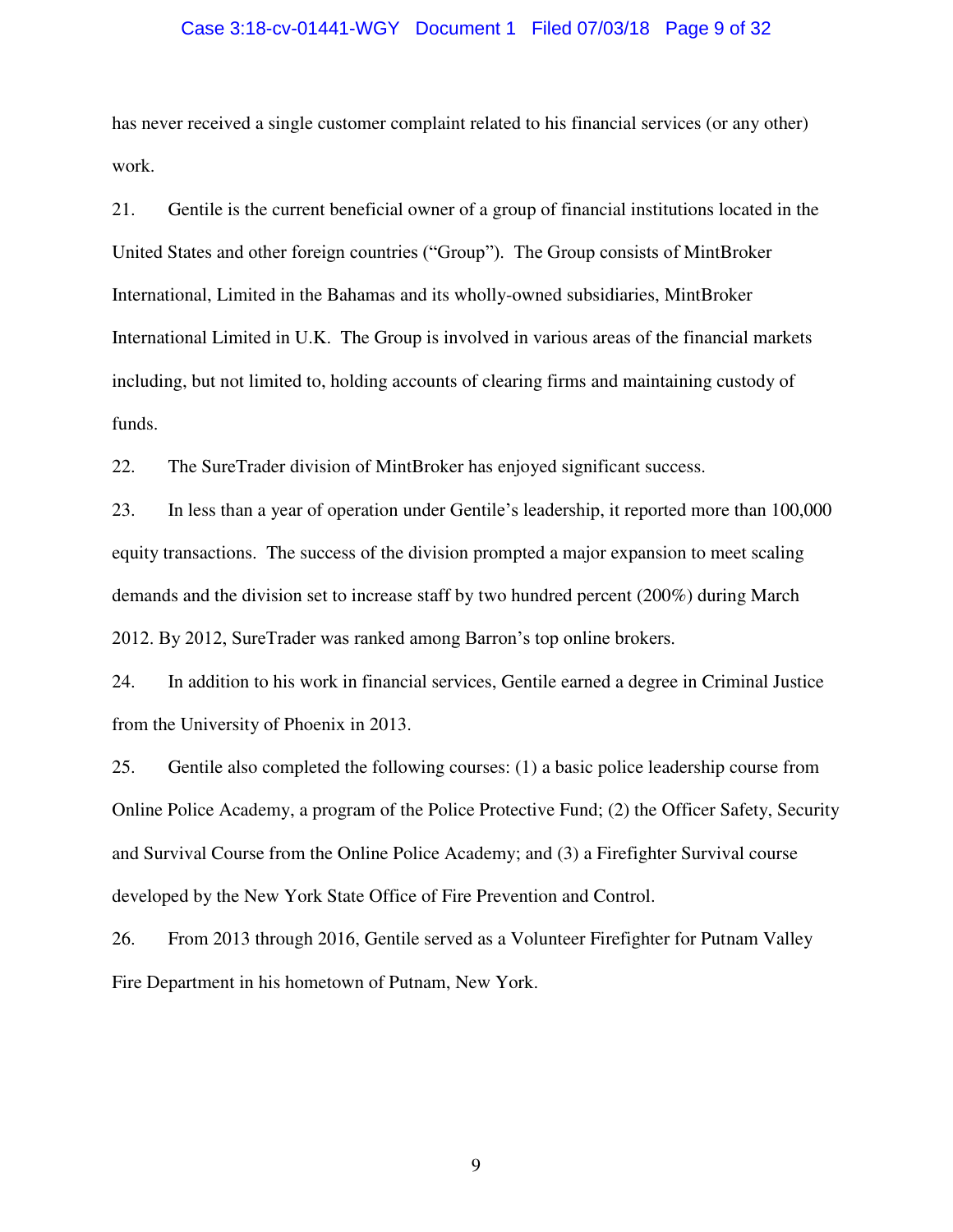has never received a single customer complaint related to his financial services (or any other) work.

21. Gentile is the current beneficial owner of a group of financial institutions located in the United States and other foreign countries ("Group"). The Group consists of MintBroker International, Limited in the Bahamas and its wholly-owned subsidiaries, MintBroker International Limited in U.K. The Group is involved in various areas of the financial markets including, but not limited to, holding accounts of clearing firms and maintaining custody of funds.

22. The SureTrader division of MintBroker has enjoyed significant success.

23. In less than a year of operation under Gentile's leadership, it reported more than 100,000 equity transactions. The success of the division prompted a major expansion to meet scaling demands and the division set to increase staff by two hundred percent (200%) during March 2012. By 2012, SureTrader was ranked among Barron's top online brokers.

24. In addition to his work in financial services, Gentile earned a degree in Criminal Justice from the University of Phoenix in 2013.

25. Gentile also completed the following courses: (1) a basic police leadership course from Online Police Academy, a program of the Police Protective Fund; (2) the Officer Safety, Security and Survival Course from the Online Police Academy; and (3) a Firefighter Survival course developed by the New York State Office of Fire Prevention and Control.

26. From 2013 through 2016, Gentile served as a Volunteer Firefighter for Putnam Valley Fire Department in his hometown of Putnam, New York.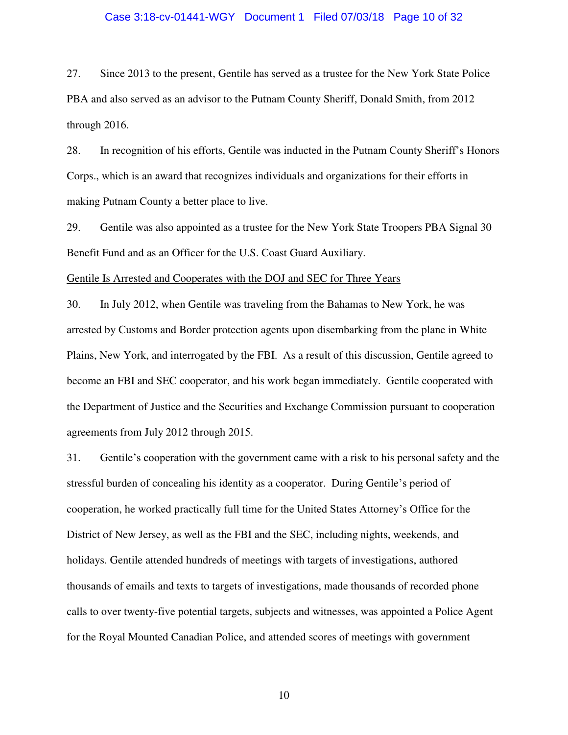27. Since 2013 to the present, Gentile has served as a trustee for the New York State Police PBA and also served as an advisor to the Putnam County Sheriff, Donald Smith, from 2012 through 2016.

28. In recognition of his efforts, Gentile was inducted in the Putnam County Sheriff's Honors Corps., which is an award that recognizes individuals and organizations for their efforts in making Putnam County a better place to live.

29. Gentile was also appointed as a trustee for the New York State Troopers PBA Signal 30 Benefit Fund and as an Officer for the U.S. Coast Guard Auxiliary.

<u>Gentile Is Arrested and Cooperates with the DOJ and SEC for Three Years</u>

30. In July 2012, when Gentile was traveling from the Bahamas to New York, he was arrested by Customs and Border protection agents upon disembarking from the plane in White Plains, New York, and interrogated by the FBI. As a result of this discussion, Gentile agreed to become an FBI and SEC cooperator, and his work began immediately. Gentile cooperated with the Department of Justice and the Securities and Exchange Commission pursuant to cooperation agreements from July 2012 through 2015.

31. Gentile's cooperation with the government came with a risk to his personal safety and the stressful burden of concealing his identity as a cooperator. During Gentile's period of cooperation, he worked practically full time for the United States Attorney's Office for the District of New Jersey, as well as the FBI and the SEC, including nights, weekends, and holidays. Gentile attended hundreds of meetings with targets of investigations, authored thousands of emails and texts to targets of investigations, made thousands of recorded phone calls to over twenty-five potential targets, subjects and witnesses, was appointed a Police Agent for the Royal Mounted Canadian Police, and attended scores of meetings with government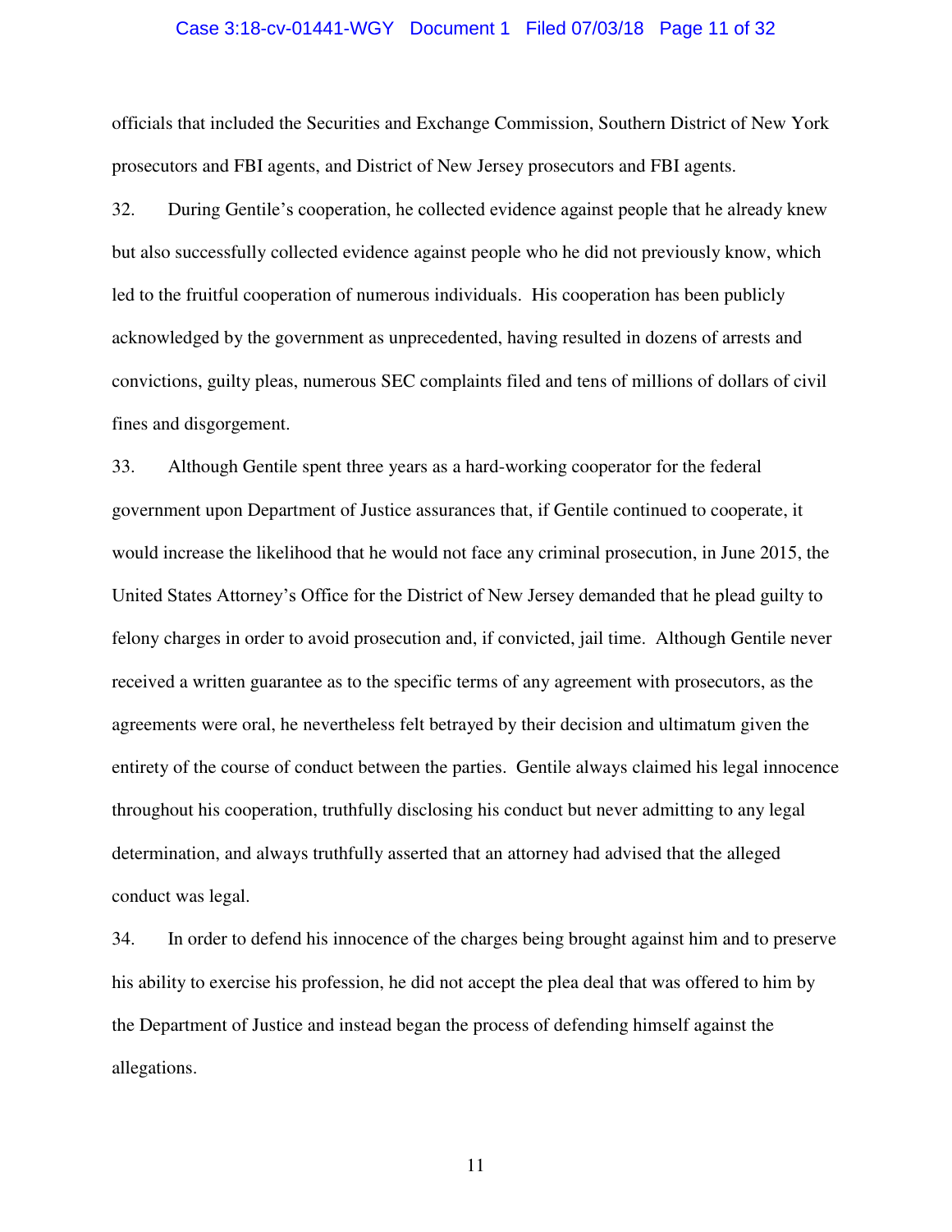officials that included the Securities and Exchange Commission, Southern District of New York prosecutors and FBI agents, and District of New Jersey prosecutors and FBI agents.

32. During Gentile's cooperation, he collected evidence against people that he already knew but also successfully collected evidence against people who he did not previously know, which led to the fruitful cooperation of numerous individuals. His cooperation has been publicly acknowledged by the government as unprecedented, having resulted in dozens of arrests and convictions, guilty pleas, numerous SEC complaints filed and tens of millions of dollars of civil fines and disgorgement.

33. Although Gentile spent three years as a hard-working cooperator for the federal government upon Department of Justice assurances that, if Gentile continued to cooperate, it would increase the likelihood that he would not face any criminal prosecution, in June 2015, the United States Attorney's Office for the District of New Jersey demanded that he plead guilty to felony charges in order to avoid prosecution and, if convicted, jail time. Although Gentile never received a written guarantee as to the specific terms of any agreement with prosecutors, as the agreements were oral, he nevertheless felt betrayed by their decision and ultimatum given the entirety of the course of conduct between the parties. Gentile always claimed his legal innocence throughout his cooperation, truthfully disclosing his conduct but never admitting to any legal determination, and always truthfully asserted that an attorney had advised that the alleged conduct was legal.

34. In order to defend his innocence of the charges being brought against him and to preserve his ability to exercise his profession, he did not accept the plea deal that was offered to him by the Department of Justice and instead began the process of defending himself against the allegations.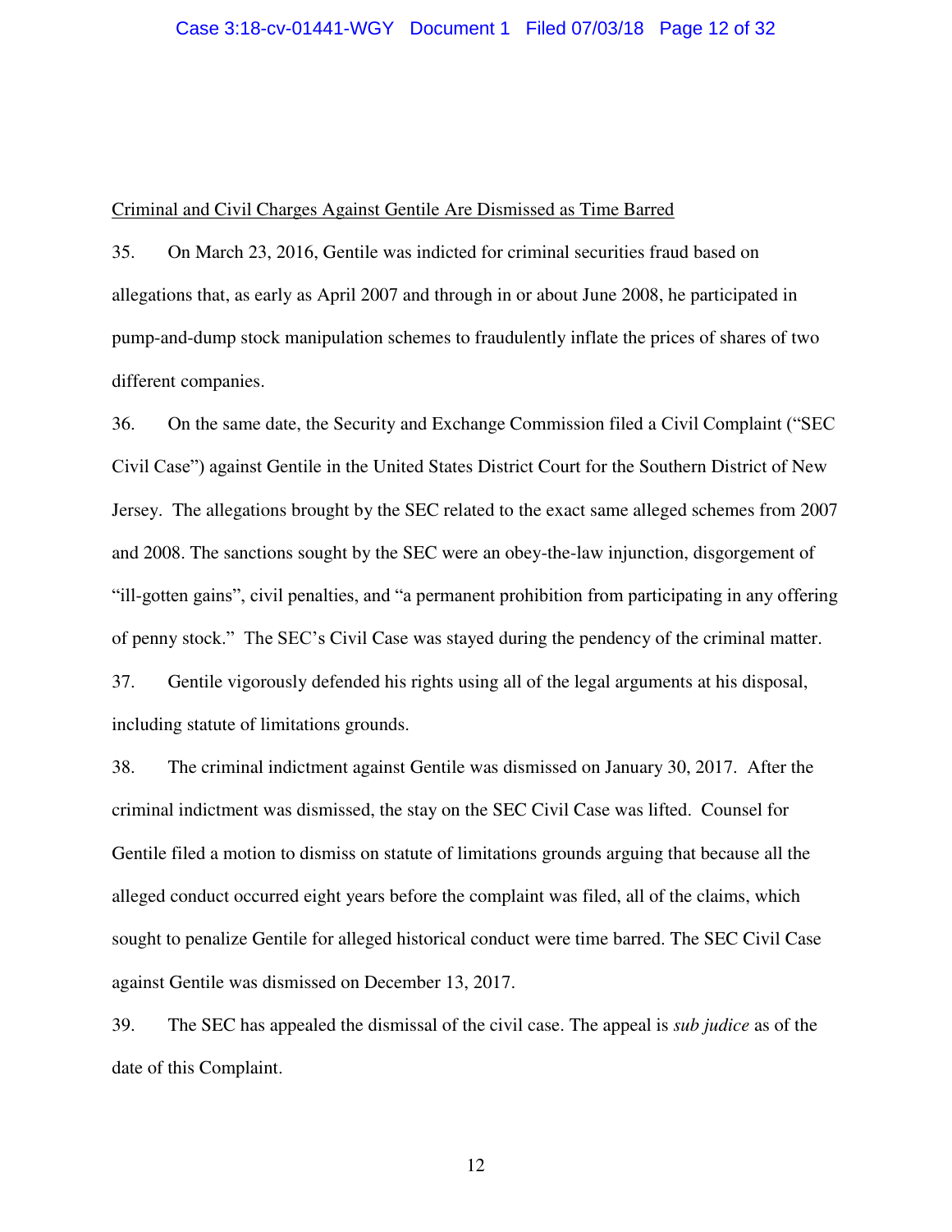<u>Criminal and Civil Charges Against Gentile Are Dismissed as Time Barred</u>

35. On March 23, 2016, Gentile was indicted for criminal securities fraud based on allegations that, as early as April 2007 and through in or about June 2008, he participated in pump-and-dump stock manipulation schemes to fraudulently inflate the prices of shares of two different companies.

36. On the same date, the Security and Exchange Commission filed a Civil Complaint ("SEC Civil Case") against Gentile in the United States District Court for the Southern District of New Jersey. The allegations brought by the SEC related to the exact same alleged schemes from 2007 and 2008. The sanctions sought by the SEC were an obey-the-law injunction, disgorgement of "ill-gotten gains", civil penalties, and "a permanent prohibition from participating in any offering of penny stock." The SEC's Civil Case was stayed during the pendency of the criminal matter.

37. Gentile vigorously defended his rights using all of the legal arguments at his disposal, including statute of limitations grounds.

38. The criminal indictment against Gentile was dismissed on January 30, 2017. After the criminal indictment was dismissed, the stay on the SEC Civil Case was lifted. Counsel for Gentile filed a motion to dismiss on statute of limitations grounds arguing that because all the alleged conduct occurred eight years before the complaint was filed, all of the claims, which sought to penalize Gentile for alleged historical conduct were time barred. The SEC Civil Case against Gentile was dismissed on December 13, 2017.

39. The SEC has appealed the dismissal of the civil case. The appeal is *sub judice* as of the date of this Complaint.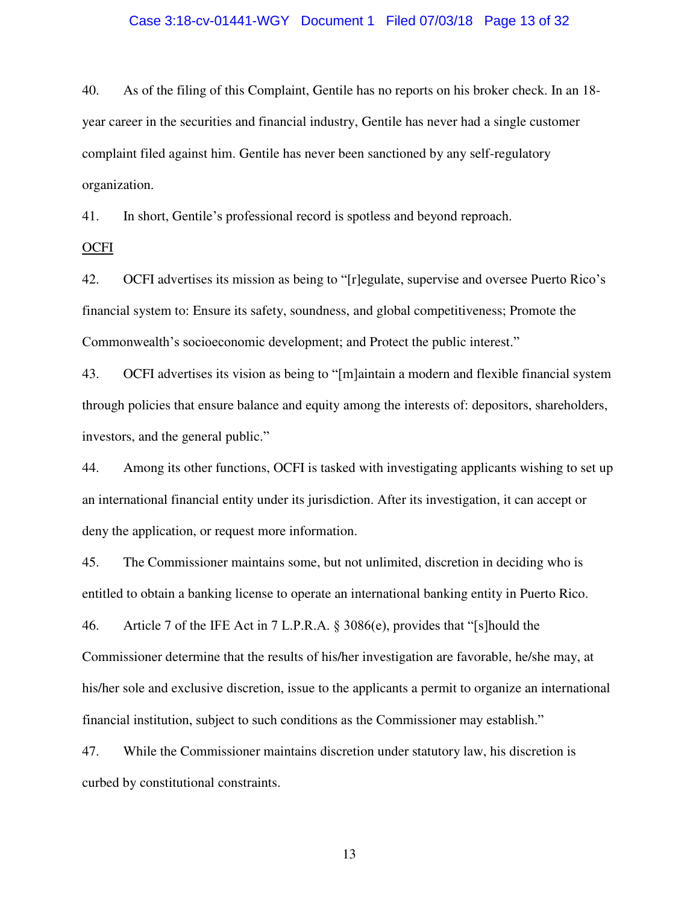40. As of the filing of this Complaint, Gentile has no reports on his broker check. In an 18-year career in the securities and financial industry, Gentile has never had a single customer complaint filed against him. Gentile has never been sanctioned by any self-regulatory organization.

41. In short, Gentile's professional record is spotless and beyond reproach.

<u>OCFI</u>

42. OCFI advertises its mission as being to "[r]egulate, supervise and oversee Puerto Rico's financial system to: Ensure its safety, soundness, and global competitiveness; Promote the Commonwealth's socioeconomic development; and Protect the public interest."

43. OCFI advertises its vision as being to "[m]aintain a modern and flexible financial system through policies that ensure balance and equity among the interests of: depositors, shareholders, investors, and the general public."

44. Among its other functions, OCFI is tasked with investigating applicants wishing to set up an international financial entity under its jurisdiction. After its investigation, it can accept or deny the application, or request more information.

45. The Commissioner maintains some, but not unlimited, discretion in deciding who is entitled to obtain a banking license to operate an international banking entity in Puerto Rico.

46. Article 7 of the IFE Act in 7 L.P.R.A. § 3086(e), provides that "[s]hould the Commissioner determine that the results of his/her investigation are favorable, he/she may, at his/her sole and exclusive discretion, issue to the applicants a permit to organize an international financial institution, subject to such conditions as the Commissioner may establish."

47. While the Commissioner maintains discretion under statutory law, his discretion is curbed by constitutional constraints.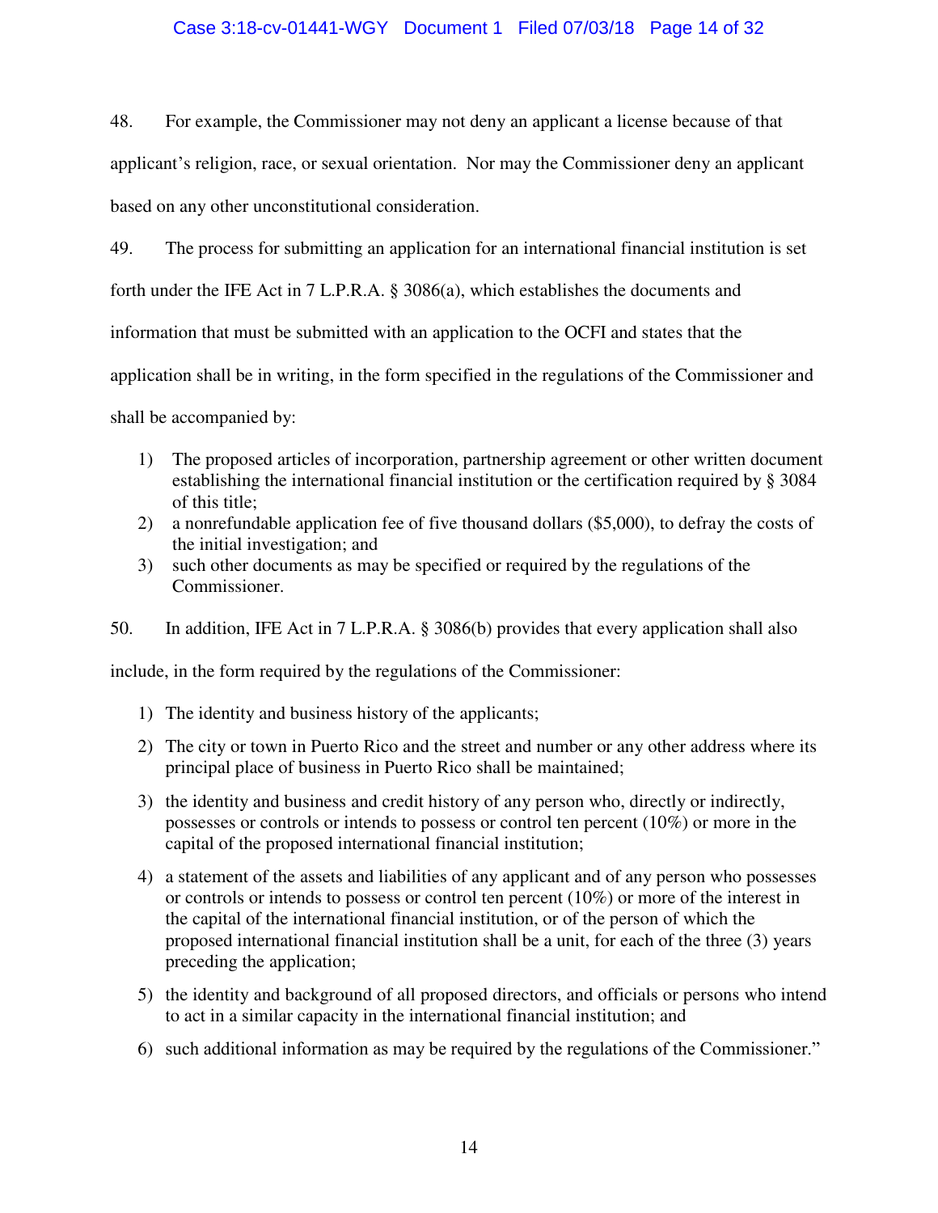48. For example, the Commissioner may not deny an applicant a license because of that applicant's religion, race, or sexual orientation. Nor may the Commissioner deny an applicant based on any other unconstitutional consideration.

49. The process for submitting an application for an international financial institution is set forth under the IFE Act in 7 L.P.R.A. § 3086(a), which establishes the documents and information that must be submitted with an application to the OCFI and states that the application shall be in writing, in the form specified in the regulations of the Commissioner and shall be accompanied by:

1) The proposed articles of incorporation, partnership agreement or other written document establishing the international financial institution or the certification required by § 3084 of this title;
2) a nonrefundable application fee of five thousand dollars ($5,000), to defray the costs of the initial investigation; and
3) such other documents as may be specified or required by the regulations of the Commissioner.

50. In addition, IFE Act in 7 L.P.R.A. § 3086(b) provides that every application shall also include, in the form required by the regulations of the Commissioner:

1) The identity and business history of the applicants;
2) The city or town in Puerto Rico and the street and number or any other address where its principal place of business in Puerto Rico shall be maintained;
3) the identity and business and credit history of any person who, directly or indirectly, possesses or controls or intends to possess or control ten percent (10%) or more in the capital of the proposed international financial institution;
4) a statement of the assets and liabilities of any applicant and of any person who possesses or controls or intends to possess or control ten percent (10%) or more of the interest in the capital of the international financial institution, or of the person of which the proposed international financial institution shall be a unit, for each of the three (3) years preceding the application;
5) the identity and background of all proposed directors, and officials or persons who intend to act in a similar capacity in the international financial institution; and
6) such additional information as may be required by the regulations of the Commissioner."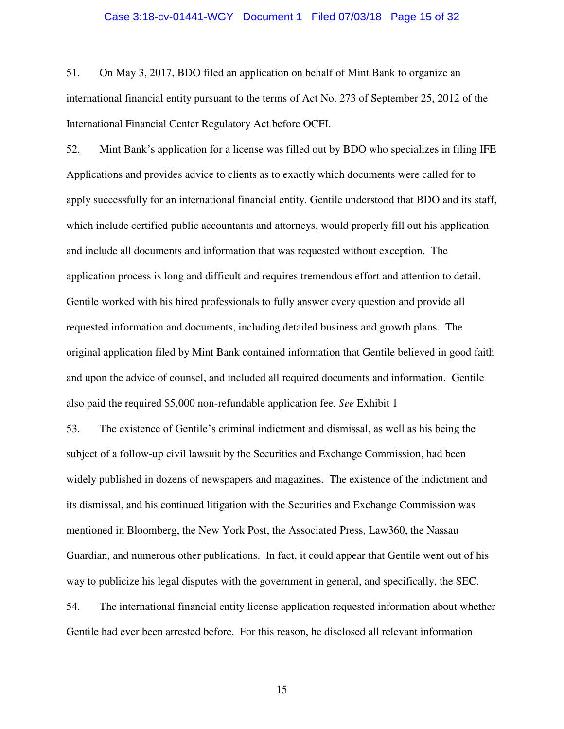51. On May 3, 2017, BDO filed an application on behalf of Mint Bank to organize an international financial entity pursuant to the terms of Act No. 273 of September 25, 2012 of the International Financial Center Regulatory Act before OCFI.

52. Mint Bank's application for a license was filled out by BDO who specializes in filing IFE Applications and provides advice to clients as to exactly which documents were called for to apply successfully for an international financial entity. Gentile understood that BDO and its staff, which include certified public accountants and attorneys, would properly fill out his application and include all documents and information that was requested without exception. The application process is long and difficult and requires tremendous effort and attention to detail. Gentile worked with his hired professionals to fully answer every question and provide all requested information and documents, including detailed business and growth plans. The original application filed by Mint Bank contained information that Gentile believed in good faith and upon the advice of counsel, and included all required documents and information. Gentile also paid the required $5,000 non-refundable application fee. *See* Exhibit 1

53. The existence of Gentile's criminal indictment and dismissal, as well as his being the subject of a follow-up civil lawsuit by the Securities and Exchange Commission, had been widely published in dozens of newspapers and magazines. The existence of the indictment and its dismissal, and his continued litigation with the Securities and Exchange Commission was mentioned in Bloomberg, the New York Post, the Associated Press, Law360, the Nassau Guardian, and numerous other publications. In fact, it could appear that Gentile went out of his way to publicize his legal disputes with the government in general, and specifically, the SEC.

54. The international financial entity license application requested information about whether Gentile had ever been arrested before. For this reason, he disclosed all relevant information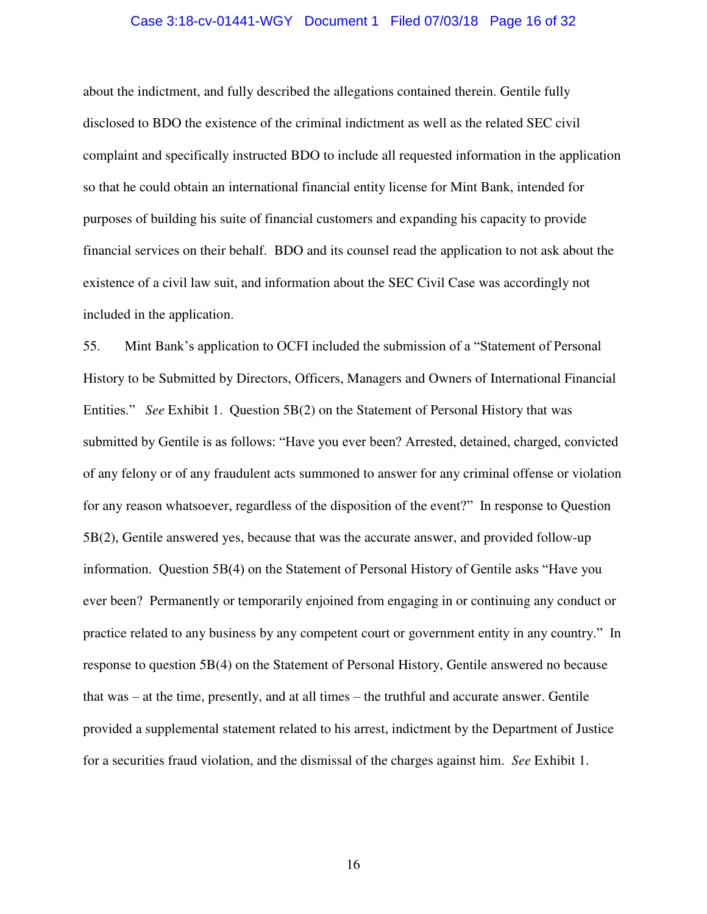about the indictment, and fully described the allegations contained therein. Gentile fully disclosed to BDO the existence of the criminal indictment as well as the related SEC civil complaint and specifically instructed BDO to include all requested information in the application so that he could obtain an international financial entity license for Mint Bank, intended for purposes of building his suite of financial customers and expanding his capacity to provide financial services on their behalf. BDO and its counsel read the application to not ask about the existence of a civil law suit, and information about the SEC Civil Case was accordingly not included in the application.

55. Mint Bank's application to OCFI included the submission of a "Statement of Personal History to be Submitted by Directors, Officers, Managers and Owners of International Financial Entities." *See* Exhibit 1. Question 5B(2) on the Statement of Personal History that was submitted by Gentile is as follows: "Have you ever been? Arrested, detained, charged, convicted of any felony or of any fraudulent acts summoned to answer for any criminal offense or violation for any reason whatsoever, regardless of the disposition of the event?" In response to Question 5B(2), Gentile answered yes, because that was the accurate answer, and provided follow-up information. Question 5B(4) on the Statement of Personal History of Gentile asks "Have you ever been? Permanently or temporarily enjoined from engaging in or continuing any conduct or practice related to any business by any competent court or government entity in any country." In response to question 5B(4) on the Statement of Personal History, Gentile answered no because that was – at the time, presently, and at all times – the truthful and accurate answer. Gentile provided a supplemental statement related to his arrest, indictment by the Department of Justice for a securities fraud violation, and the dismissal of the charges against him. *See* Exhibit 1.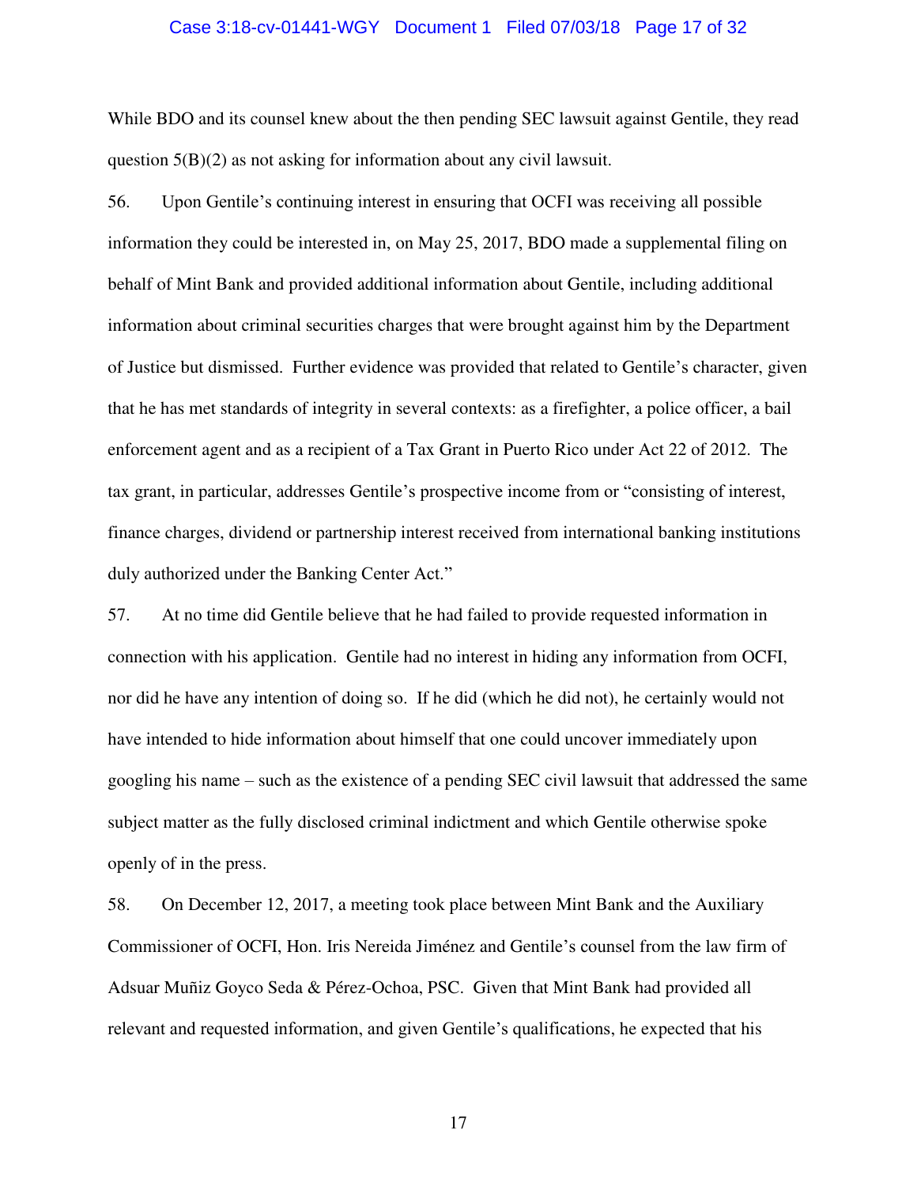While BDO and its counsel knew about the then pending SEC lawsuit against Gentile, they read question 5(B)(2) as not asking for information about any civil lawsuit.

56. Upon Gentile's continuing interest in ensuring that OCFI was receiving all possible information they could be interested in, on May 25, 2017, BDO made a supplemental filing on behalf of Mint Bank and provided additional information about Gentile, including additional information about criminal securities charges that were brought against him by the Department of Justice but dismissed. Further evidence was provided that related to Gentile's character, given that he has met standards of integrity in several contexts: as a firefighter, a police officer, a bail enforcement agent and as a recipient of a Tax Grant in Puerto Rico under Act 22 of 2012. The tax grant, in particular, addresses Gentile's prospective income from or "consisting of interest, finance charges, dividend or partnership interest received from international banking institutions duly authorized under the Banking Center Act."

57. At no time did Gentile believe that he had failed to provide requested information in connection with his application. Gentile had no interest in hiding any information from OCFI, nor did he have any intention of doing so. If he did (which he did not), he certainly would not have intended to hide information about himself that one could uncover immediately upon googling his name – such as the existence of a pending SEC civil lawsuit that addressed the same subject matter as the fully disclosed criminal indictment and which Gentile otherwise spoke openly of in the press.

58. On December 12, 2017, a meeting took place between Mint Bank and the Auxiliary Commissioner of OCFI, Hon. Iris Nereida Jiménez and Gentile's counsel from the law firm of Adsuar Muñiz Goyco Seda & Pérez-Ochoa, PSC. Given that Mint Bank had provided all relevant and requested information, and given Gentile's qualifications, he expected that his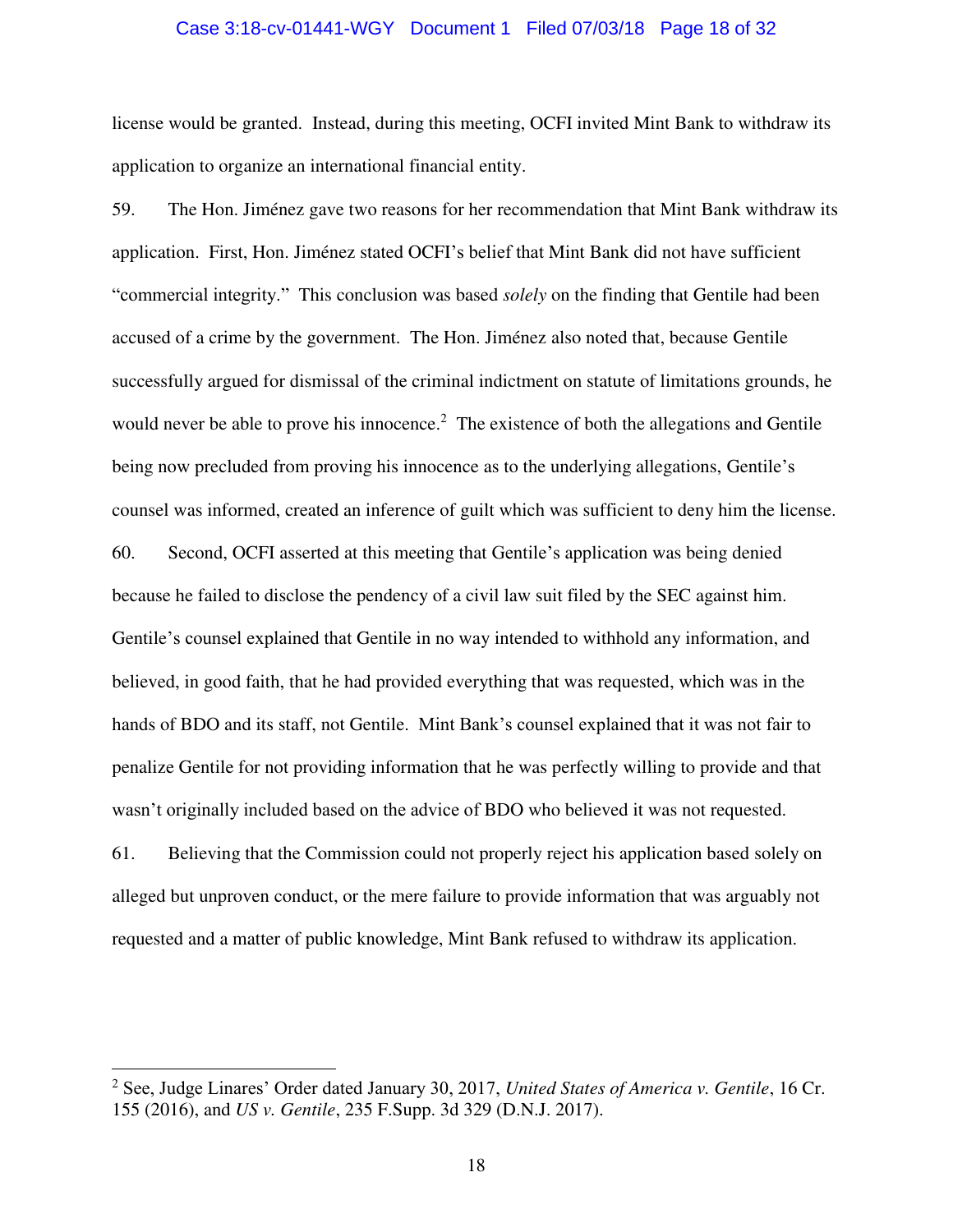license would be granted. Instead, during this meeting, OCFI invited Mint Bank to withdraw its application to organize an international financial entity.

59. The Hon. Jiménez gave two reasons for her recommendation that Mint Bank withdraw its application. First, Hon. Jiménez stated OCFI's belief that Mint Bank did not have sufficient "commercial integrity." This conclusion was based *solely* on the finding that Gentile had been accused of a crime by the government. The Hon. Jiménez also noted that, because Gentile successfully argued for dismissal of the criminal indictment on statute of limitations grounds, he would never be able to prove his innocence.[2] The existence of both the allegations and Gentile being now precluded from proving his innocence as to the underlying allegations, Gentile's counsel was informed, created an inference of guilt which was sufficient to deny him the license.

60. Second, OCFI asserted at this meeting that Gentile's application was being denied because he failed to disclose the pendency of a civil law suit filed by the SEC against him. Gentile's counsel explained that Gentile in no way intended to withhold any information, and believed, in good faith, that he had provided everything that was requested, which was in the hands of BDO and its staff, not Gentile. Mint Bank's counsel explained that it was not fair to penalize Gentile for not providing information that he was perfectly willing to provide and that wasn't originally included based on the advice of BDO who believed it was not requested.

61. Believing that the Commission could not properly reject his application based solely on alleged but unproven conduct, or the mere failure to provide information that was arguably not requested and a matter of public knowledge, Mint Bank refused to withdraw its application.

---

[2] See, Judge Linares' Order dated January 30, 2017, *United States of America v. Gentile*, 16 Cr. 155 (2016), and *US v. Gentile*, 235 F.Supp. 3d 329 (D.N.J. 2017).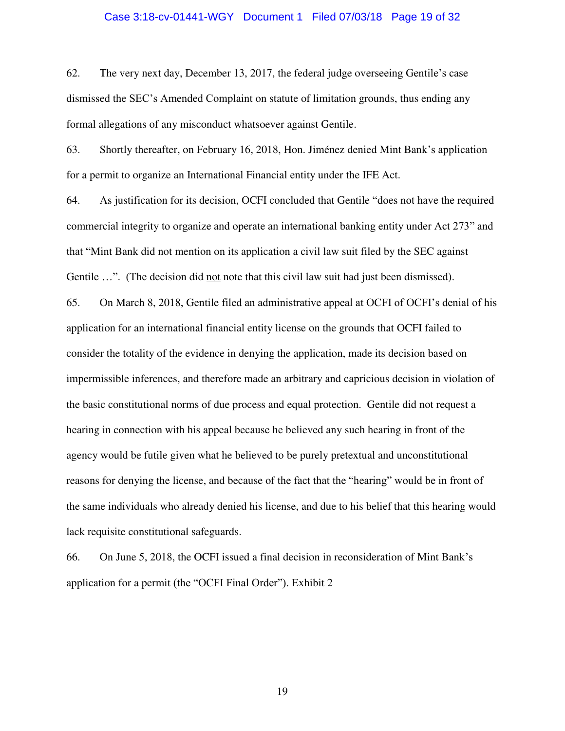62. The very next day, December 13, 2017, the federal judge overseeing Gentile's case dismissed the SEC's Amended Complaint on statute of limitation grounds, thus ending any formal allegations of any misconduct whatsoever against Gentile.

63. Shortly thereafter, on February 16, 2018, Hon. Jiménez denied Mint Bank's application for a permit to organize an International Financial entity under the IFE Act.

64. As justification for its decision, OCFI concluded that Gentile "does not have the required commercial integrity to organize and operate an international banking entity under Act 273" and that "Mint Bank did not mention on its application a civil law suit filed by the SEC against Gentile …". (The decision did <u>not</u> note that this civil law suit had just been dismissed).

65. On March 8, 2018, Gentile filed an administrative appeal at OCFI of OCFI's denial of his application for an international financial entity license on the grounds that OCFI failed to consider the totality of the evidence in denying the application, made its decision based on impermissible inferences, and therefore made an arbitrary and capricious decision in violation of the basic constitutional norms of due process and equal protection. Gentile did not request a hearing in connection with his appeal because he believed any such hearing in front of the agency would be futile given what he believed to be purely pretextual and unconstitutional reasons for denying the license, and because of the fact that the "hearing" would be in front of the same individuals who already denied his license, and due to his belief that this hearing would lack requisite constitutional safeguards.

66. On June 5, 2018, the OCFI issued a final decision in reconsideration of Mint Bank's application for a permit (the "OCFI Final Order"). Exhibit 2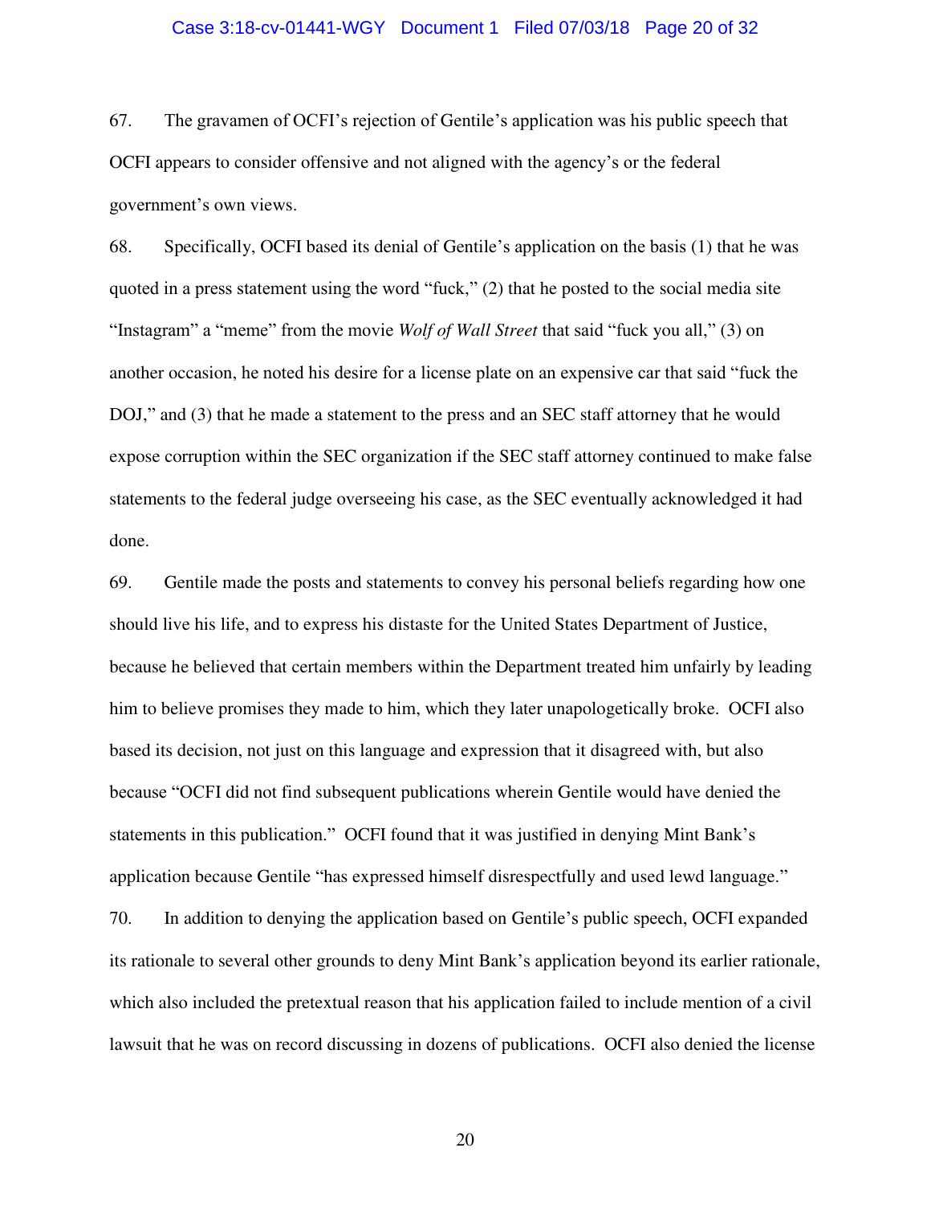67. The gravamen of OCFI's rejection of Gentile's application was his public speech that OCFI appears to consider offensive and not aligned with the agency's or the federal government's own views.

68. Specifically, OCFI based its denial of Gentile's application on the basis (1) that he was quoted in a press statement using the word "fuck," (2) that he posted to the social media site "Instagram" a "meme" from the movie *Wolf of Wall Street* that said "fuck you all," (3) on another occasion, he noted his desire for a license plate on an expensive car that said "fuck the DOJ," and (3) that he made a statement to the press and an SEC staff attorney that he would expose corruption within the SEC organization if the SEC staff attorney continued to make false statements to the federal judge overseeing his case, as the SEC eventually acknowledged it had done.

69. Gentile made the posts and statements to convey his personal beliefs regarding how one should live his life, and to express his distaste for the United States Department of Justice, because he believed that certain members within the Department treated him unfairly by leading him to believe promises they made to him, which they later unapologetically broke. OCFI also based its decision, not just on this language and expression that it disagreed with, but also because "OCFI did not find subsequent publications wherein Gentile would have denied the statements in this publication." OCFI found that it was justified in denying Mint Bank's application because Gentile "has expressed himself disrespectfully and used lewd language."

70. In addition to denying the application based on Gentile's public speech, OCFI expanded its rationale to several other grounds to deny Mint Bank's application beyond its earlier rationale, which also included the pretextual reason that his application failed to include mention of a civil lawsuit that he was on record discussing in dozens of publications. OCFI also denied the license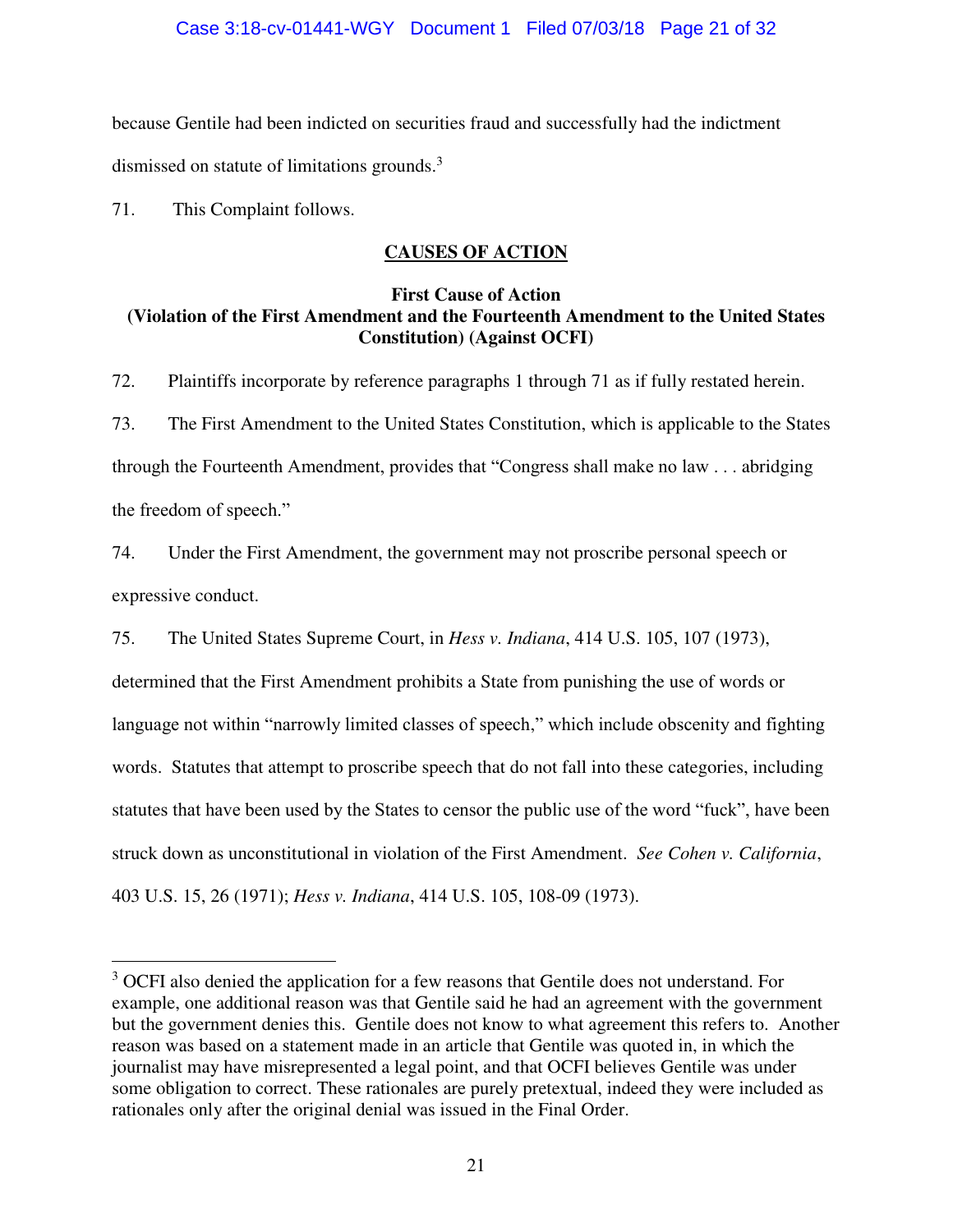because Gentile had been indicted on securities fraud and successfully had the indictment dismissed on statute of limitations grounds.[3]

71. This Complaint follows.

## CAUSES OF ACTION

### First Cause of Action (Violation of the First Amendment and the Fourteenth Amendment to the United States Constitution) (Against OCFI)

72. Plaintiffs incorporate by reference paragraphs 1 through 71 as if fully restated herein.

73. The First Amendment to the United States Constitution, which is applicable to the States through the Fourteenth Amendment, provides that "Congress shall make no law . . . abridging the freedom of speech."

74. Under the First Amendment, the government may not proscribe personal speech or expressive conduct.

75. The United States Supreme Court, in *Hess v. Indiana*, 414 U.S. 105, 107 (1973), determined that the First Amendment prohibits a State from punishing the use of words or language not within "narrowly limited classes of speech," which include obscenity and fighting words. Statutes that attempt to proscribe speech that do not fall into these categories, including statutes that have been used by the States to censor the public use of the word "fuck", have been struck down as unconstitutional in violation of the First Amendment. *See Cohen v. California*, 403 U.S. 15, 26 (1971); *Hess v. Indiana*, 414 U.S. 105, 108-09 (1973).

---

[3] OCFI also denied the application for a few reasons that Gentile does not understand. For example, one additional reason was that Gentile said he had an agreement with the government but the government denies this. Gentile does not know to what agreement this refers to. Another reason was based on a statement made in an article that Gentile was quoted in, in which the journalist may have misrepresented a legal point, and that OCFI believes Gentile was under some obligation to correct. These rationales are purely pretextual, indeed they were included as rationales only after the original denial was issued in the Final Order.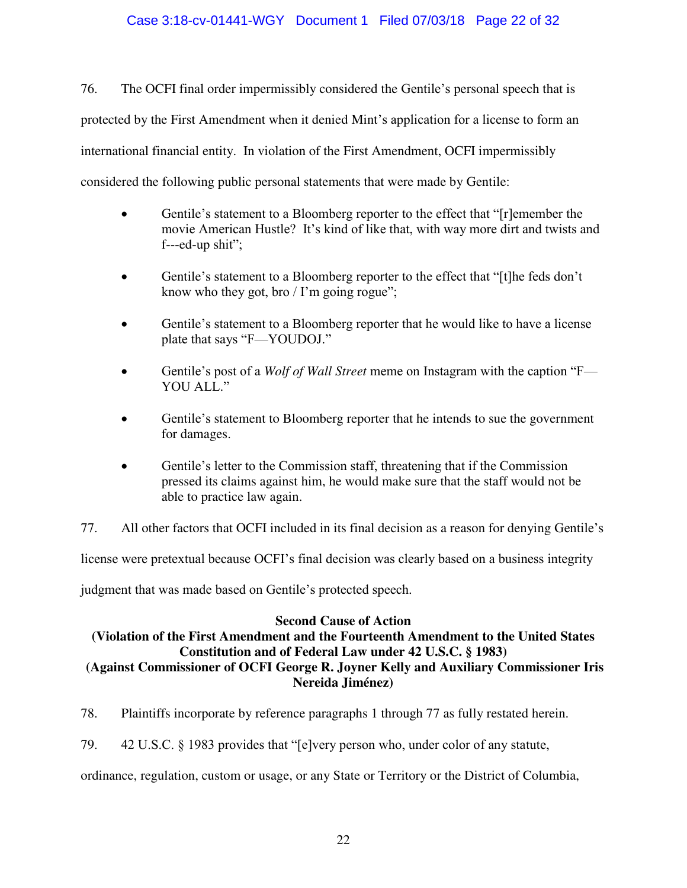76. The OCFI final order impermissibly considered the Gentile's personal speech that is protected by the First Amendment when it denied Mint's application for a license to form an international financial entity. In violation of the First Amendment, OCFI impermissibly considered the following public personal statements that were made by Gentile:

- Gentile's statement to a Bloomberg reporter to the effect that "[r]emember the movie American Hustle? It's kind of like that, with way more dirt and twists and f---ed-up shit";
- Gentile's statement to a Bloomberg reporter to the effect that "[t]he feds don't know who they got, bro / I'm going rogue";
- Gentile's statement to a Bloomberg reporter that he would like to have a license plate that says "F—YOUDOJ."
- Gentile's post of a *Wolf of Wall Street* meme on Instagram with the caption "F—YOU ALL."
- Gentile's statement to Bloomberg reporter that he intends to sue the government for damages.
- Gentile's letter to the Commission staff, threatening that if the Commission pressed its claims against him, he would make sure that the staff would not be able to practice law again.

77. All other factors that OCFI included in its final decision as a reason for denying Gentile's license were pretextual because OCFI's final decision was clearly based on a business integrity judgment that was made based on Gentile's protected speech.

**Second Cause of Action**
**(Violation of the First Amendment and the Fourteenth Amendment to the United States Constitution and of Federal Law under 42 U.S.C. § 1983)**
**(Against Commissioner of OCFI George R. Joyner Kelly and Auxiliary Commissioner Iris Nereida Jiménez)**

78. Plaintiffs incorporate by reference paragraphs 1 through 77 as fully restated herein.

79. 42 U.S.C. § 1983 provides that "[e]very person who, under color of any statute, ordinance, regulation, custom or usage, or any State or Territory or the District of Columbia,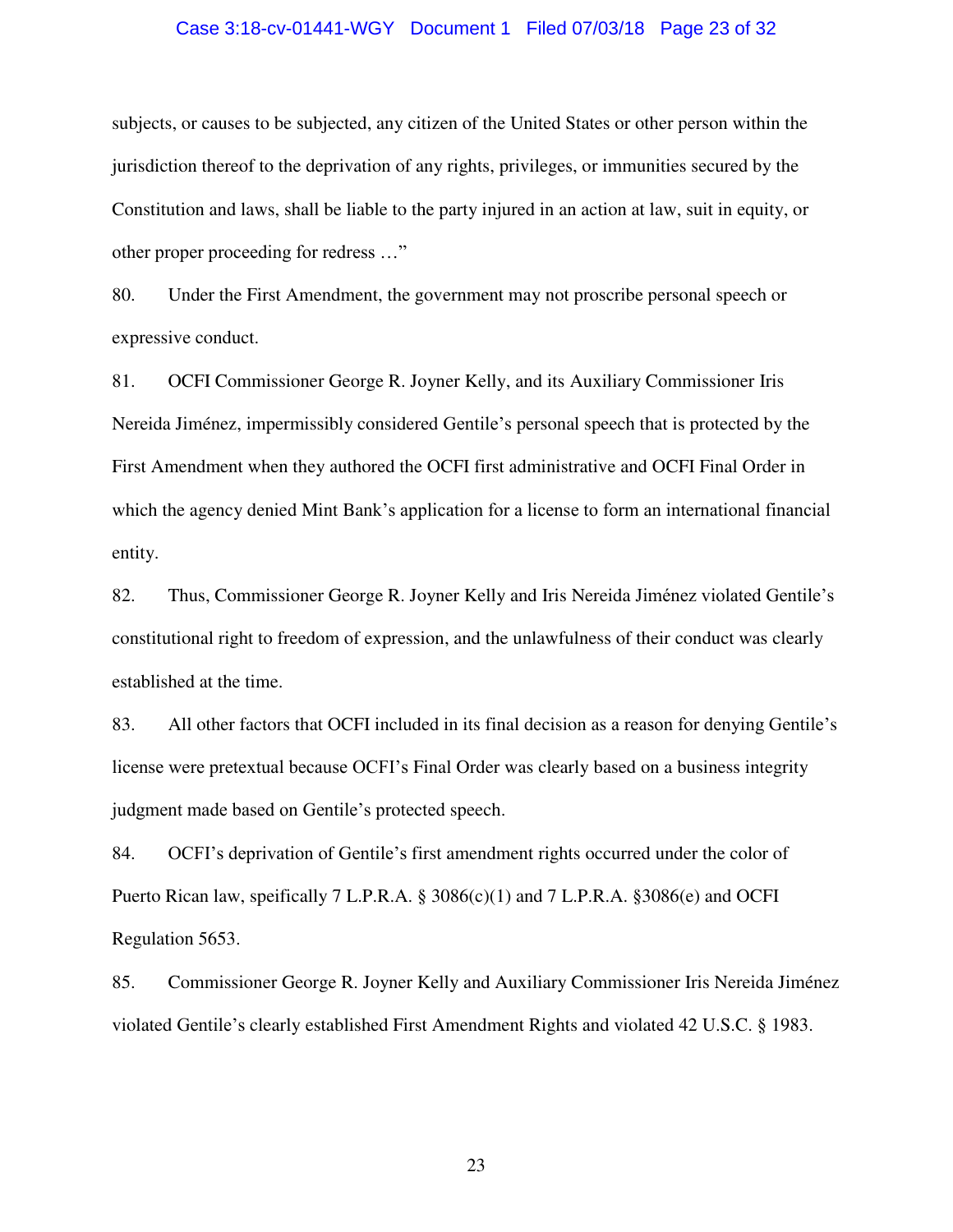subjects, or causes to be subjected, any citizen of the United States or other person within the jurisdiction thereof to the deprivation of any rights, privileges, or immunities secured by the Constitution and laws, shall be liable to the party injured in an action at law, suit in equity, or other proper proceeding for redress …"

80. Under the First Amendment, the government may not proscribe personal speech or expressive conduct.

81. OCFI Commissioner George R. Joyner Kelly, and its Auxiliary Commissioner Iris Nereida Jiménez, impermissibly considered Gentile's personal speech that is protected by the First Amendment when they authored the OCFI first administrative and OCFI Final Order in which the agency denied Mint Bank's application for a license to form an international financial entity.

82. Thus, Commissioner George R. Joyner Kelly and Iris Nereida Jiménez violated Gentile's constitutional right to freedom of expression, and the unlawfulness of their conduct was clearly established at the time.

83. All other factors that OCFI included in its final decision as a reason for denying Gentile's license were pretextual because OCFI's Final Order was clearly based on a business integrity judgment made based on Gentile's protected speech.

84. OCFI's deprivation of Gentile's first amendment rights occurred under the color of Puerto Rican law, speifically 7 L.P.R.A. § 3086(c)(1) and 7 L.P.R.A. §3086(e) and OCFI Regulation 5653.

85. Commissioner George R. Joyner Kelly and Auxiliary Commissioner Iris Nereida Jiménez violated Gentile's clearly established First Amendment Rights and violated 42 U.S.C. § 1983.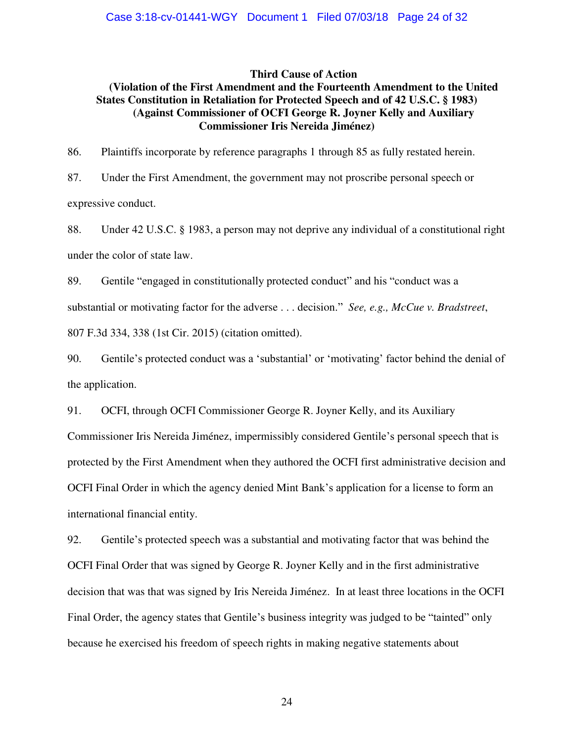**Third Cause of Action**
**(Violation of the First Amendment and the Fourteenth Amendment to the United States Constitution in Retaliation for Protected Speech and of 42 U.S.C. § 1983)**
**(Against Commissioner of OCFI George R. Joyner Kelly and Auxiliary Commissioner Iris Nereida Jiménez)**

86. Plaintiffs incorporate by reference paragraphs 1 through 85 as fully restated herein.

87. Under the First Amendment, the government may not proscribe personal speech or expressive conduct.

88. Under 42 U.S.C. § 1983, a person may not deprive any individual of a constitutional right under the color of state law.

89. Gentile "engaged in constitutionally protected conduct" and his "conduct was a substantial or motivating factor for the adverse . . . decision." *See, e.g., McCue v. Bradstreet*, 807 F.3d 334, 338 (1st Cir. 2015) (citation omitted).

90. Gentile's protected conduct was a 'substantial' or 'motivating' factor behind the denial of the application.

91. OCFI, through OCFI Commissioner George R. Joyner Kelly, and its Auxiliary Commissioner Iris Nereida Jiménez, impermissibly considered Gentile's personal speech that is protected by the First Amendment when they authored the OCFI first administrative decision and OCFI Final Order in which the agency denied Mint Bank's application for a license to form an international financial entity.

92. Gentile's protected speech was a substantial and motivating factor that was behind the OCFI Final Order that was signed by George R. Joyner Kelly and in the first administrative decision that was that was signed by Iris Nereida Jiménez. In at least three locations in the OCFI Final Order, the agency states that Gentile's business integrity was judged to be "tainted" only because he exercised his freedom of speech rights in making negative statements about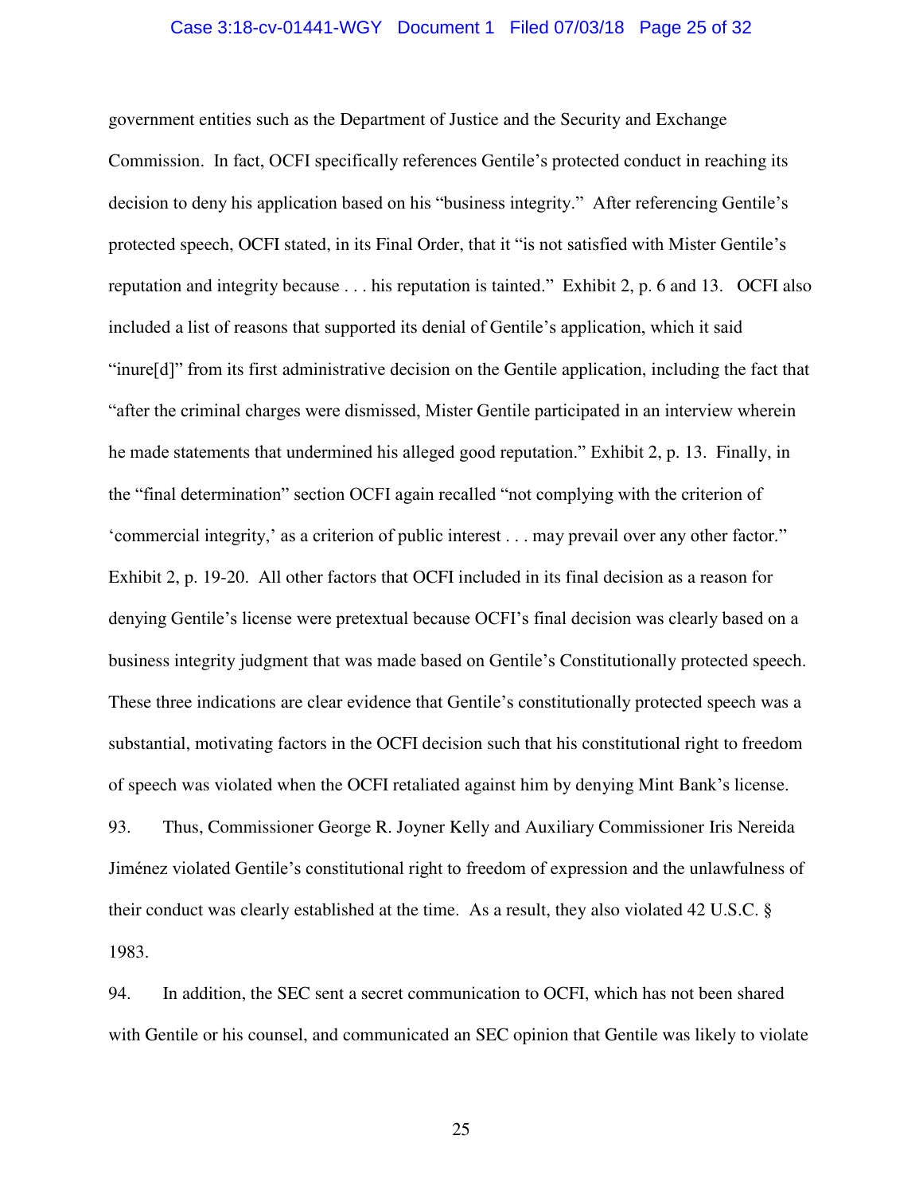government entities such as the Department of Justice and the Security and Exchange Commission. In fact, OCFI specifically references Gentile's protected conduct in reaching its decision to deny his application based on his "business integrity." After referencing Gentile's protected speech, OCFI stated, in its Final Order, that it "is not satisfied with Mister Gentile's reputation and integrity because . . . his reputation is tainted." Exhibit 2, p. 6 and 13. OCFI also included a list of reasons that supported its denial of Gentile's application, which it said "inure[d]" from its first administrative decision on the Gentile application, including the fact that "after the criminal charges were dismissed, Mister Gentile participated in an interview wherein he made statements that undermined his alleged good reputation." Exhibit 2, p. 13. Finally, in the "final determination" section OCFI again recalled "not complying with the criterion of 'commercial integrity,' as a criterion of public interest . . . may prevail over any other factor." Exhibit 2, p. 19-20. All other factors that OCFI included in its final decision as a reason for denying Gentile's license were pretextual because OCFI's final decision was clearly based on a business integrity judgment that was made based on Gentile's Constitutionally protected speech. These three indications are clear evidence that Gentile's constitutionally protected speech was a substantial, motivating factors in the OCFI decision such that his constitutional right to freedom of speech was violated when the OCFI retaliated against him by denying Mint Bank's license.

93. Thus, Commissioner George R. Joyner Kelly and Auxiliary Commissioner Iris Nereida Jiménez violated Gentile's constitutional right to freedom of expression and the unlawfulness of their conduct was clearly established at the time. As a result, they also violated 42 U.S.C. § 1983.

94. In addition, the SEC sent a secret communication to OCFI, which has not been shared with Gentile or his counsel, and communicated an SEC opinion that Gentile was likely to violate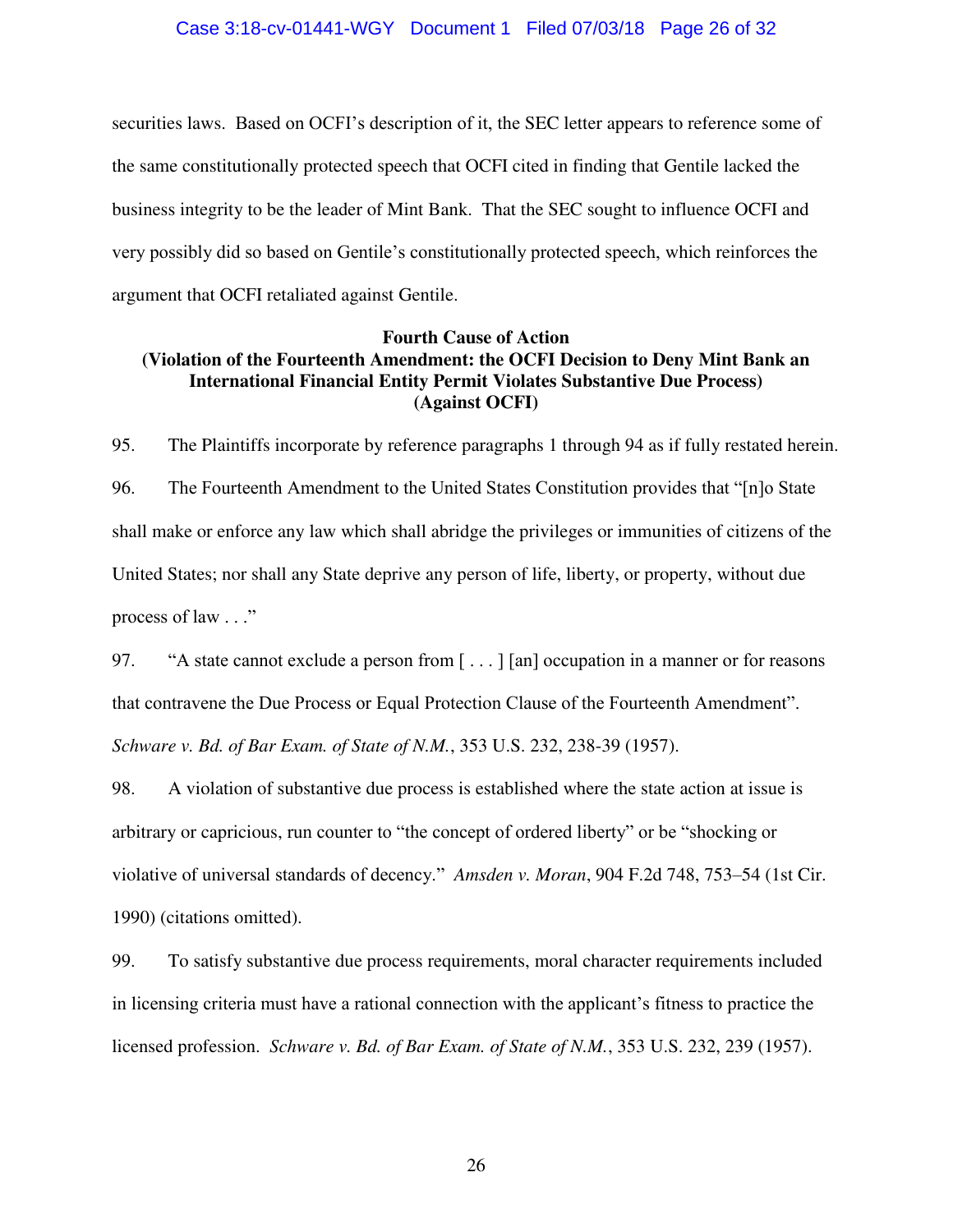securities laws. Based on OCFI's description of it, the SEC letter appears to reference some of the same constitutionally protected speech that OCFI cited in finding that Gentile lacked the business integrity to be the leader of Mint Bank. That the SEC sought to influence OCFI and very possibly did so based on Gentile's constitutionally protected speech, which reinforces the argument that OCFI retaliated against Gentile.

**Fourth Cause of Action**
**(Violation of the Fourteenth Amendment: the OCFI Decision to Deny Mint Bank an International Financial Entity Permit Violates Substantive Due Process)**
**(Against OCFI)**

95. The Plaintiffs incorporate by reference paragraphs 1 through 94 as if fully restated herein.

96. The Fourteenth Amendment to the United States Constitution provides that "[n]o State shall make or enforce any law which shall abridge the privileges or immunities of citizens of the United States; nor shall any State deprive any person of life, liberty, or property, without due process of law . . ."

97. "A state cannot exclude a person from [ . . . ] [an] occupation in a manner or for reasons that contravene the Due Process or Equal Protection Clause of the Fourteenth Amendment". *Schware v. Bd. of Bar Exam. of State of N.M.*, 353 U.S. 232, 238-39 (1957).

98. A violation of substantive due process is established where the state action at issue is arbitrary or capricious, run counter to "the concept of ordered liberty" or be "shocking or violative of universal standards of decency." *Amsden v. Moran*, 904 F.2d 748, 753–54 (1st Cir. 1990) (citations omitted).

99. To satisfy substantive due process requirements, moral character requirements included in licensing criteria must have a rational connection with the applicant's fitness to practice the licensed profession. *Schware v. Bd. of Bar Exam. of State of N.M.*, 353 U.S. 232, 239 (1957).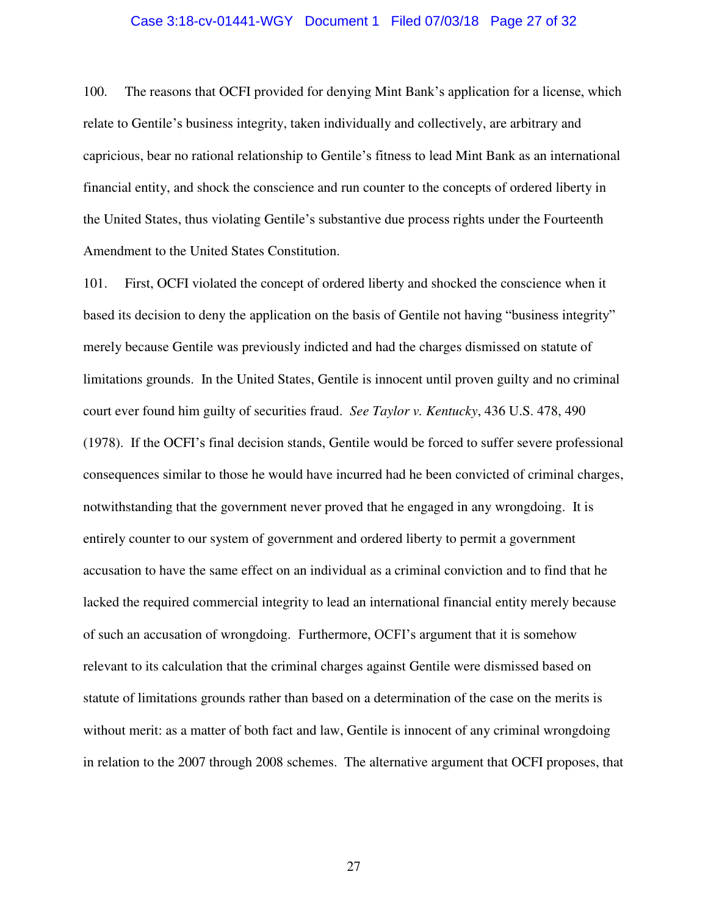100. The reasons that OCFI provided for denying Mint Bank's application for a license, which relate to Gentile's business integrity, taken individually and collectively, are arbitrary and capricious, bear no rational relationship to Gentile's fitness to lead Mint Bank as an international financial entity, and shock the conscience and run counter to the concepts of ordered liberty in the United States, thus violating Gentile's substantive due process rights under the Fourteenth Amendment to the United States Constitution.

101. First, OCFI violated the concept of ordered liberty and shocked the conscience when it based its decision to deny the application on the basis of Gentile not having "business integrity" merely because Gentile was previously indicted and had the charges dismissed on statute of limitations grounds. In the United States, Gentile is innocent until proven guilty and no criminal court ever found him guilty of securities fraud. *See Taylor v. Kentucky*, 436 U.S. 478, 490 (1978). If the OCFI's final decision stands, Gentile would be forced to suffer severe professional consequences similar to those he would have incurred had he been convicted of criminal charges, notwithstanding that the government never proved that he engaged in any wrongdoing. It is entirely counter to our system of government and ordered liberty to permit a government accusation to have the same effect on an individual as a criminal conviction and to find that he lacked the required commercial integrity to lead an international financial entity merely because of such an accusation of wrongdoing. Furthermore, OCFI's argument that it is somehow relevant to its calculation that the criminal charges against Gentile were dismissed based on statute of limitations grounds rather than based on a determination of the case on the merits is without merit: as a matter of both fact and law, Gentile is innocent of any criminal wrongdoing in relation to the 2007 through 2008 schemes. The alternative argument that OCFI proposes, that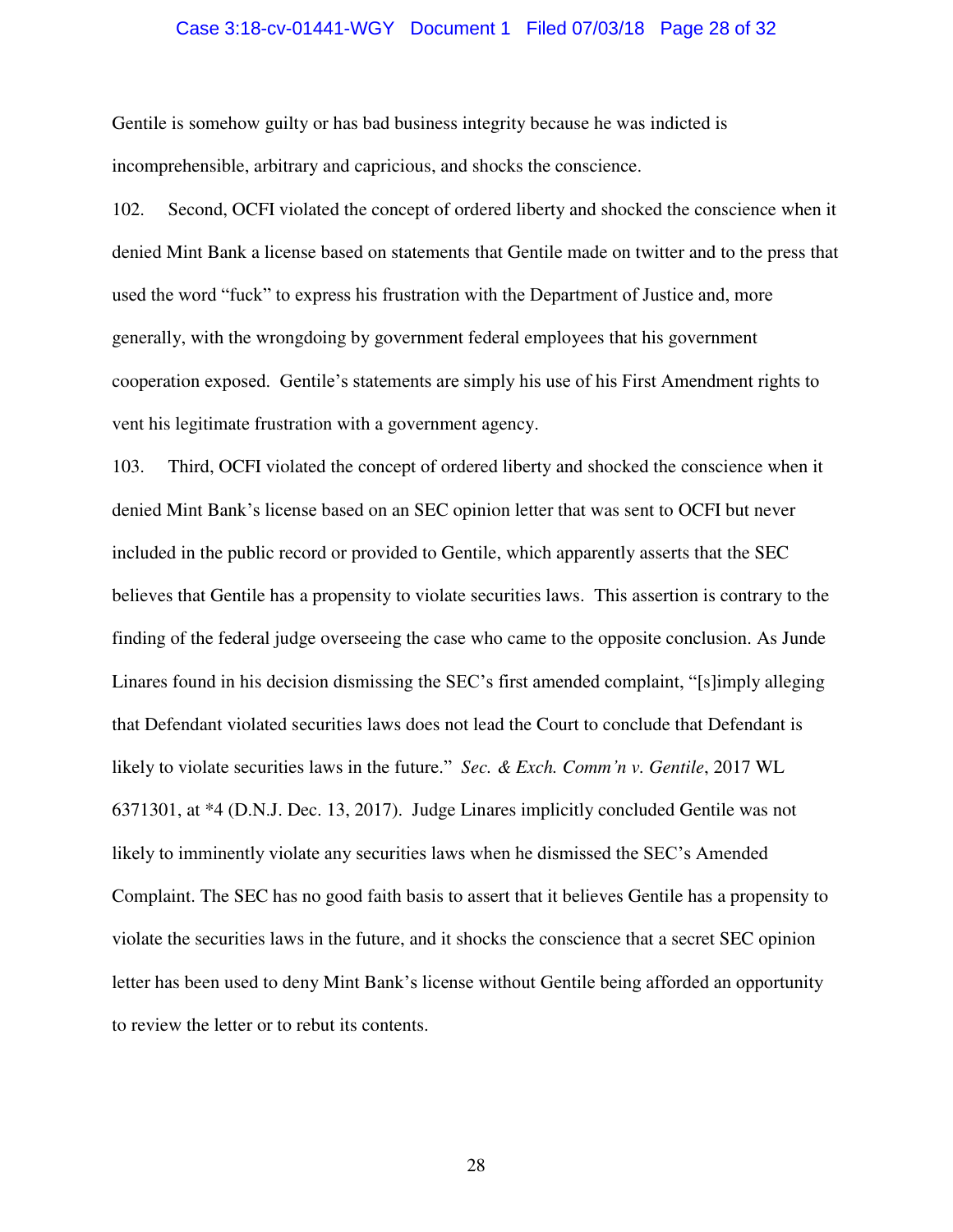Gentile is somehow guilty or has bad business integrity because he was indicted is incomprehensible, arbitrary and capricious, and shocks the conscience.

102. Second, OCFI violated the concept of ordered liberty and shocked the conscience when it denied Mint Bank a license based on statements that Gentile made on twitter and to the press that used the word "fuck" to express his frustration with the Department of Justice and, more generally, with the wrongdoing by government federal employees that his government cooperation exposed. Gentile's statements are simply his use of his First Amendment rights to vent his legitimate frustration with a government agency.

103. Third, OCFI violated the concept of ordered liberty and shocked the conscience when it denied Mint Bank's license based on an SEC opinion letter that was sent to OCFI but never included in the public record or provided to Gentile, which apparently asserts that the SEC believes that Gentile has a propensity to violate securities laws. This assertion is contrary to the finding of the federal judge overseeing the case who came to the opposite conclusion. As Junde Linares found in his decision dismissing the SEC's first amended complaint, "[s]imply alleging that Defendant violated securities laws does not lead the Court to conclude that Defendant is likely to violate securities laws in the future." *Sec. & Exch. Comm'n v. Gentile*, 2017 WL 6371301, at *4 (D.N.J. Dec. 13, 2017). Judge Linares implicitly concluded Gentile was not likely to imminently violate any securities laws when he dismissed the SEC's Amended Complaint. The SEC has no good faith basis to assert that it believes Gentile has a propensity to violate the securities laws in the future, and it shocks the conscience that a secret SEC opinion letter has been used to deny Mint Bank's license without Gentile being afforded an opportunity to review the letter or to rebut its contents.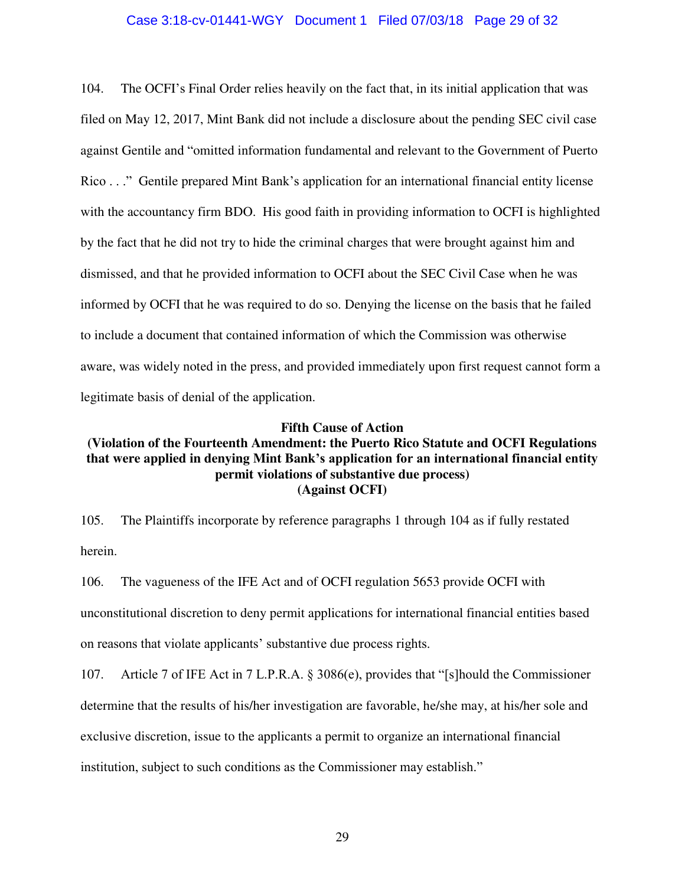104. The OCFI's Final Order relies heavily on the fact that, in its initial application that was filed on May 12, 2017, Mint Bank did not include a disclosure about the pending SEC civil case against Gentile and "omitted information fundamental and relevant to the Government of Puerto Rico . . ." Gentile prepared Mint Bank's application for an international financial entity license with the accountancy firm BDO. His good faith in providing information to OCFI is highlighted by the fact that he did not try to hide the criminal charges that were brought against him and dismissed, and that he provided information to OCFI about the SEC Civil Case when he was informed by OCFI that he was required to do so. Denying the license on the basis that he failed to include a document that contained information of which the Commission was otherwise aware, was widely noted in the press, and provided immediately upon first request cannot form a legitimate basis of denial of the application.

**Fifth Cause of Action**
**(Violation of the Fourteenth Amendment: the Puerto Rico Statute and OCFI Regulations that were applied in denying Mint Bank's application for an international financial entity permit violations of substantive due process)**
**(Against OCFI)**

105. The Plaintiffs incorporate by reference paragraphs 1 through 104 as if fully restated herein.

106. The vagueness of the IFE Act and of OCFI regulation 5653 provide OCFI with unconstitutional discretion to deny permit applications for international financial entities based on reasons that violate applicants' substantive due process rights.

107. Article 7 of IFE Act in 7 L.P.R.A. § 3086(e), provides that "[s]hould the Commissioner determine that the results of his/her investigation are favorable, he/she may, at his/her sole and exclusive discretion, issue to the applicants a permit to organize an international financial institution, subject to such conditions as the Commissioner may establish."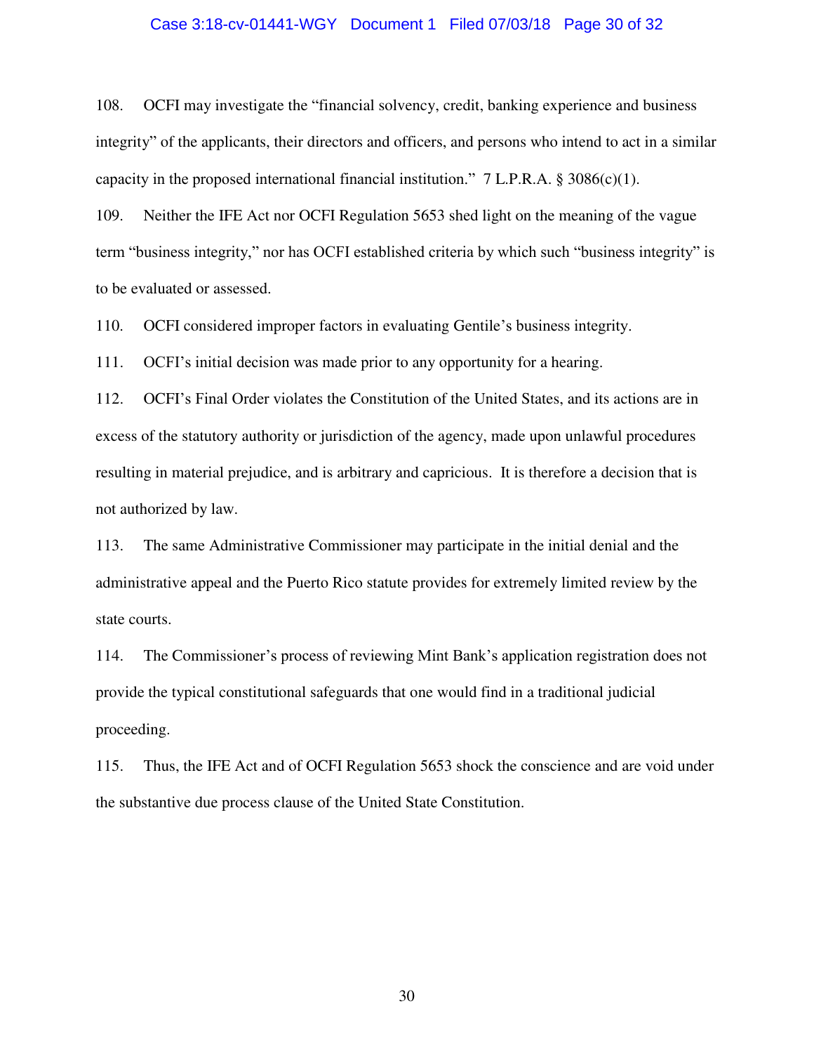108. OCFI may investigate the "financial solvency, credit, banking experience and business integrity" of the applicants, their directors and officers, and persons who intend to act in a similar capacity in the proposed international financial institution." 7 L.P.R.A. § 3086(c)(1).

109. Neither the IFE Act nor OCFI Regulation 5653 shed light on the meaning of the vague term "business integrity," nor has OCFI established criteria by which such "business integrity" is to be evaluated or assessed.

110. OCFI considered improper factors in evaluating Gentile's business integrity.

111. OCFI's initial decision was made prior to any opportunity for a hearing.

112. OCFI's Final Order violates the Constitution of the United States, and its actions are in excess of the statutory authority or jurisdiction of the agency, made upon unlawful procedures resulting in material prejudice, and is arbitrary and capricious. It is therefore a decision that is not authorized by law.

113. The same Administrative Commissioner may participate in the initial denial and the administrative appeal and the Puerto Rico statute provides for extremely limited review by the state courts.

114. The Commissioner's process of reviewing Mint Bank's application registration does not provide the typical constitutional safeguards that one would find in a traditional judicial proceeding.

115. Thus, the IFE Act and of OCFI Regulation 5653 shock the conscience and are void under the substantive due process clause of the United State Constitution.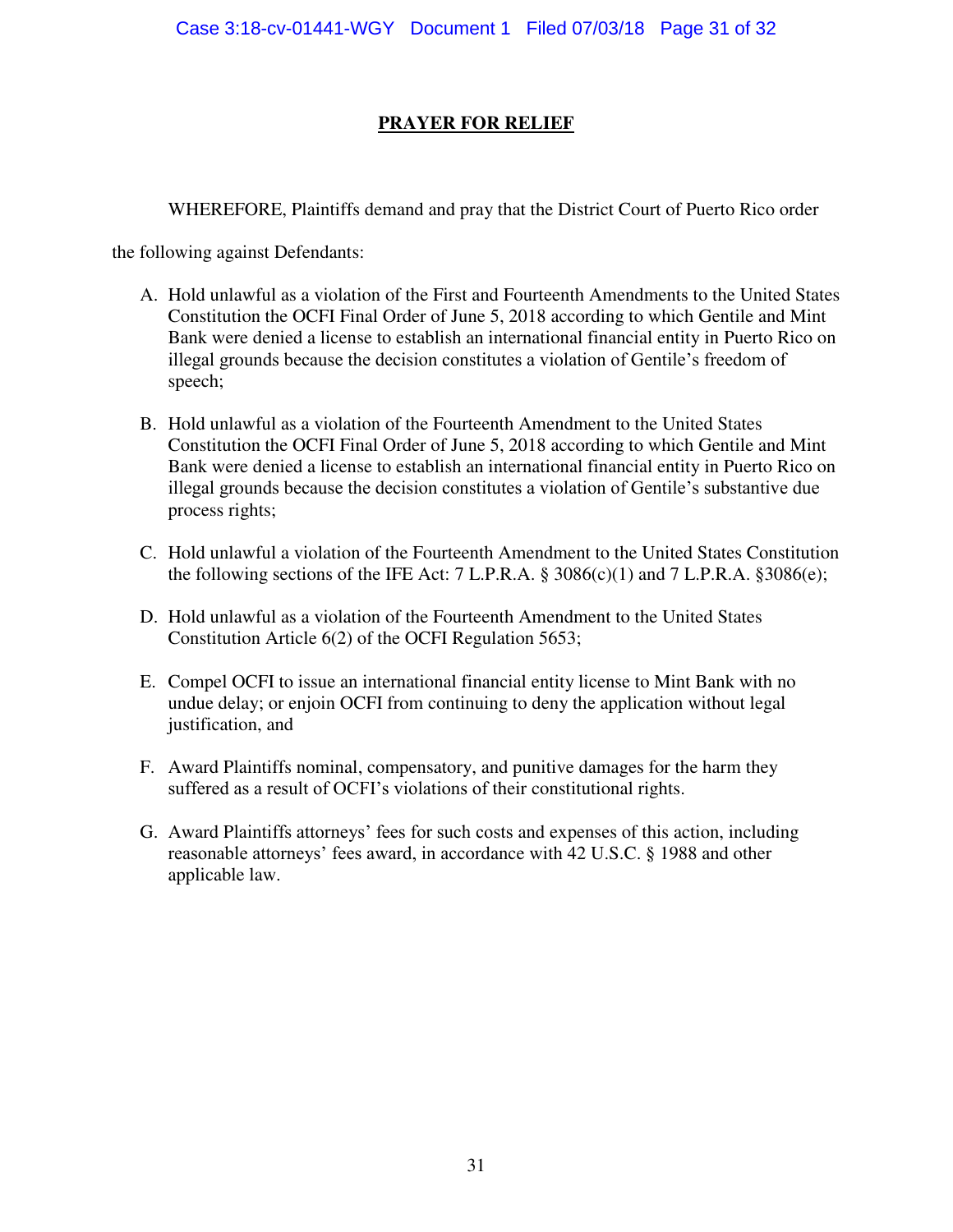## PRAYER FOR RELIEF

WHEREFORE, Plaintiffs demand and pray that the District Court of Puerto Rico order the following against Defendants:

A. Hold unlawful as a violation of the First and Fourteenth Amendments to the United States Constitution the OCFI Final Order of June 5, 2018 according to which Gentile and Mint Bank were denied a license to establish an international financial entity in Puerto Rico on illegal grounds because the decision constitutes a violation of Gentile's freedom of speech;

B. Hold unlawful as a violation of the Fourteenth Amendment to the United States Constitution the OCFI Final Order of June 5, 2018 according to which Gentile and Mint Bank were denied a license to establish an international financial entity in Puerto Rico on illegal grounds because the decision constitutes a violation of Gentile's substantive due process rights;

C. Hold unlawful a violation of the Fourteenth Amendment to the United States Constitution the following sections of the IFE Act: 7 L.P.R.A. § 3086(c)(1) and 7 L.P.R.A. §3086(e);

D. Hold unlawful as a violation of the Fourteenth Amendment to the United States Constitution Article 6(2) of the OCFI Regulation 5653;

E. Compel OCFI to issue an international financial entity license to Mint Bank with no undue delay; or enjoin OCFI from continuing to deny the application without legal justification, and

F. Award Plaintiffs nominal, compensatory, and punitive damages for the harm they suffered as a result of OCFI's violations of their constitutional rights.

G. Award Plaintiffs attorneys' fees for such costs and expenses of this action, including reasonable attorneys' fees award, in accordance with 42 U.S.C. § 1988 and other applicable law.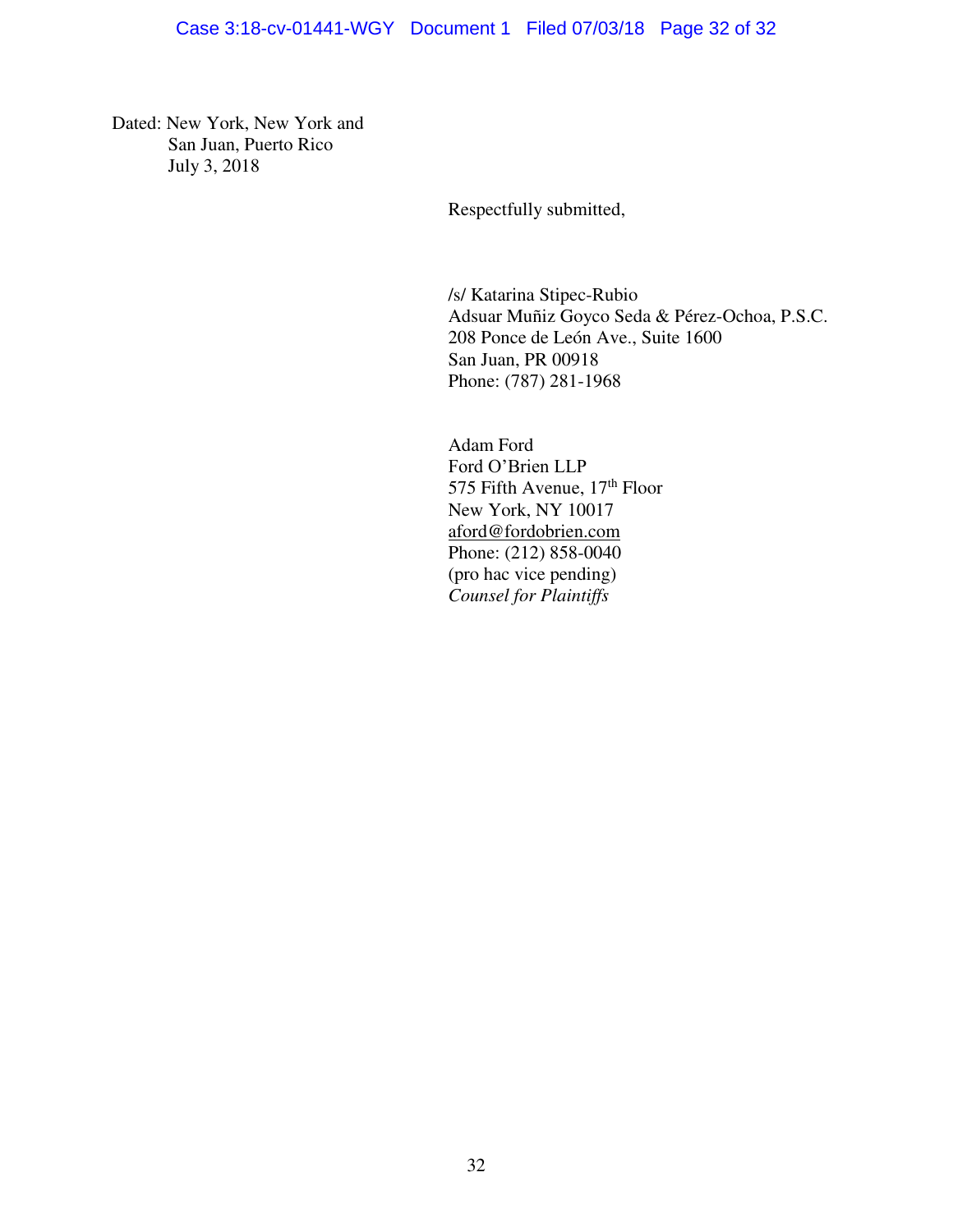Dated: New York, New York and
San Juan, Puerto Rico
July 3, 2018

Respectfully submitted,

/s/ Katarina Stipec-Rubio
Adsuar Muñiz Goyco Seda & Pérez-Ochoa, P.S.C.
208 Ponce de León Ave., Suite 1600
San Juan, PR 00918
Phone: (787) 281-1968

Adam Ford
Ford O'Brien LLP
575 Fifth Avenue, 17th Floor
New York, NY 10017
aford@fordobrien.com
Phone: (212) 858-0040
(pro hac vice pending)
*Counsel for Plaintiffs*